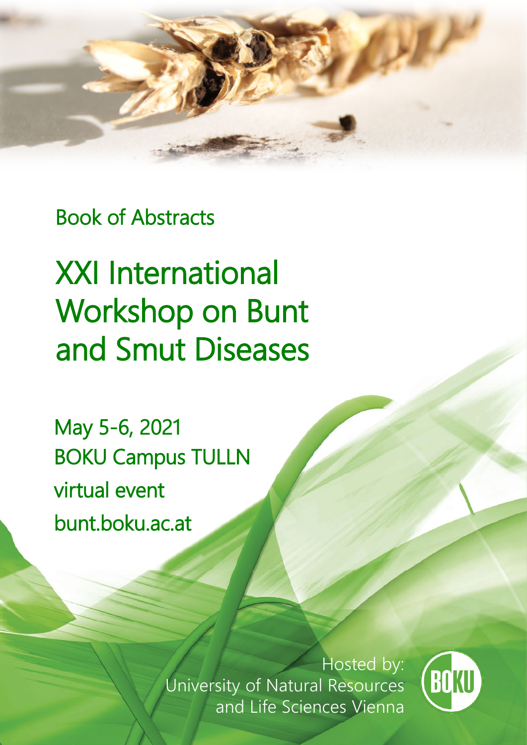Book of Abstracts

# XXI International Workshop on Bunt and Smut Diseases

May 5-6, 2021
BOKU Campus TULLN
virtual event
bunt.boku.ac.at

Hosted by:
University of Natural Resources and Life Sciences Vienna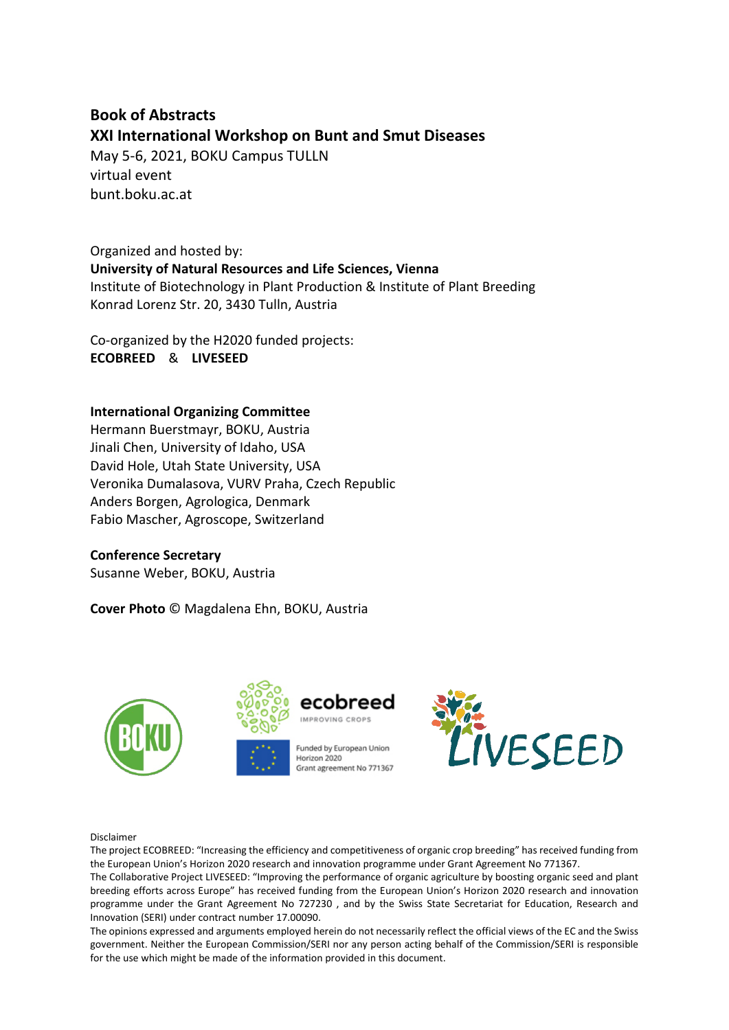**Book of Abstracts**
**XXI International Workshop on Bunt and Smut Diseases**
May 5-6, 2021, BOKU Campus TULLN
virtual event
bunt.boku.ac.at

Organized and hosted by:
**University of Natural Resources and Life Sciences, Vienna**
Institute of Biotechnology in Plant Production & Institute of Plant Breeding
Konrad Lorenz Str. 20, 3430 Tulln, Austria

Co-organized by the H2020 funded projects:
**ECOBREED** & **LIVESEED**

**International Organizing Committee**
Hermann Buerstmayr, BOKU, Austria
Jinali Chen, University of Idaho, USA
David Hole, Utah State University, USA
Veronika Dumalasova, VURV Praha, Czech Republic
Anders Borgen, Agrologica, Denmark
Fabio Mascher, Agroscope, Switzerland

**Conference Secretary**
Susanne Weber, BOKU, Austria

**Cover Photo** © Magdalena Ehn, BOKU, Austria

ecobreed
IMPROVING CROPS

Funded by European Union
Horizon 2020
Grant agreement No 771367

LIVESEED

Disclaimer

The project ECOBREED: "Increasing the efficiency and competitiveness of organic crop breeding" has received funding from the European Union's Horizon 2020 research and innovation programme under Grant Agreement No 771367.

The Collaborative Project LIVESEED: "Improving the performance of organic agriculture by boosting organic seed and plant breeding efforts across Europe" has received funding from the European Union's Horizon 2020 research and innovation programme under the Grant Agreement No 727230 , and by the Swiss State Secretariat for Education, Research and Innovation (SERI) under contract number 17.00090.

The opinions expressed and arguments employed herein do not necessarily reflect the official views of the EC and the Swiss government. Neither the European Commission/SERI nor any person acting behalf of the Commission/SERI is responsible for the use which might be made of the information provided in this document.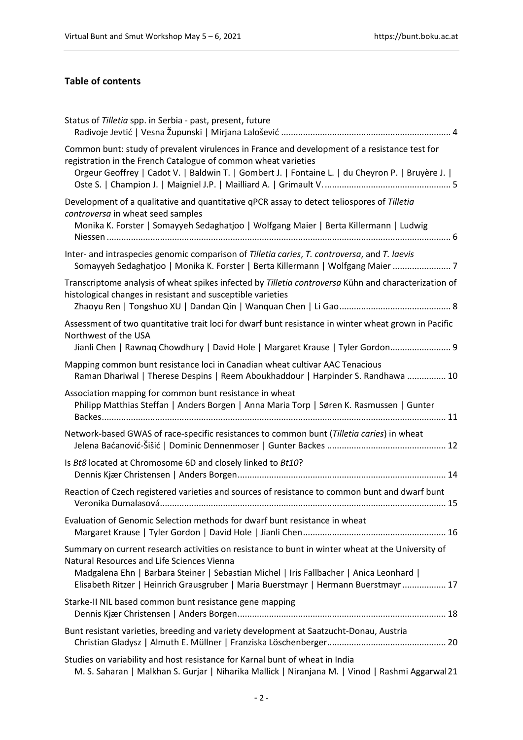## Table of contents

Status of *Tilletia* spp. in Serbia - past, present, future
Radivoje Jevtić | Vesna Župunski | Mirjana Lalošević ..................................................................... 4

Common bunt: study of prevalent virulences in France and development of a resistance test for registration in the French Catalogue of common wheat varieties
Orgeur Geoffrey | Cadot V. | Baldwin T. | Gombert J. | Fontaine L. | du Cheyron P. | Bruyère J. | Oste S. | Champion J. | Maigniel J.P. | Mailliard A. | Grimault V. .................................................... 5

Development of a qualitative and quantitative qPCR assay to detect teliospores of *Tilletia controversa* in wheat seed samples
Monika K. Forster | Somayyeh Sedaghatjoo | Wolfgang Maier | Berta Killermann | Ludwig Niessen ............................................................................................................................................ 6

Inter- and intraspecies genomic comparison of *Tilletia caries*, *T. controversa*, and *T. laevis*
Somayyeh Sedaghatjoo | Monika K. Forster | Berta Killermann | Wolfgang Maier ........................ 7

Transcriptome analysis of wheat spikes infected by *Tilletia controversa* Kühn and characterization of histological changes in resistant and susceptible varieties
Zhaoyu Ren | Tongshuo XU | Dandan Qin | Wanquan Chen | Li Gao............................................. 8

Assessment of two quantitative trait loci for dwarf bunt resistance in winter wheat grown in Pacific Northwest of the USA
Jianli Chen | Rawnaq Chowdhury | David Hole | Margaret Krause | Tyler Gordon......................... 9

Mapping common bunt resistance loci in Canadian wheat cultivar AAC Tenacious
Raman Dhariwal | Therese Despins | Reem Aboukhaddour | Harpinder S. Randhawa ................ 10

Association mapping for common bunt resistance in wheat
Philipp Matthias Steffan | Anders Borgen | Anna Maria Torp | Søren K. Rasmussen | Gunter Backes............................................................................................................................................ 11

Network-based GWAS of race-specific resistances to common bunt (*Tilletia caries*) in wheat
Jelena Baćanović-Šišić | Dominic Dennenmoser | Gunter Backes ................................................. 12

Is *Bt8* located at Chromosome 6D and closely linked to *Bt10*?
Dennis Kjær Christensen | Anders Borgen..................................................................................... 14

Reaction of Czech registered varieties and sources of resistance to common bunt and dwarf bunt
Veronika Dumalasová.................................................................................................................... 15

Evaluation of Genomic Selection methods for dwarf bunt resistance in wheat
Margaret Krause | Tyler Gordon | David Hole | Jianli Chen........................................................... 16

Summary on current research activities on resistance to bunt in winter wheat at the University of Natural Resources and Life Sciences Vienna
Madgalena Ehn | Barbara Steiner | Sebastian Michel | Iris Fallbacher | Anica Leonhard | Elisabeth Ritzer | Heinrich Grausgruber | Maria Buerstmayr | Hermann Buerstmayr .................. 17

Starke-II NIL based common bunt resistance gene mapping
Dennis Kjær Christensen | Anders Borgen..................................................................................... 18

Bunt resistant varieties, breeding and variety development at Saatzucht-Donau, Austria
Christian Gladysz | Almuth E. Müllner | Franziska Löschenberger................................................. 20

Studies on variability and host resistance for Karnal bunt of wheat in India
M. S. Saharan | Malkhan S. Gurjar | Niharika Mallick | Niranjana M. | Vinod | Rashmi Aggarwal 21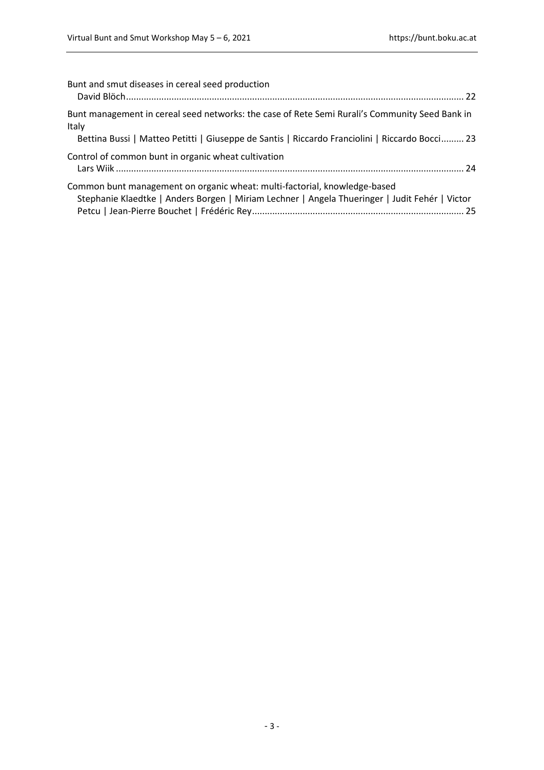Bunt and smut diseases in cereal seed production
David Blöch ... 22

Bunt management in cereal seed networks: the case of Rete Semi Rurali's Community Seed Bank in Italy
Bettina Bussi | Matteo Petitti | Giuseppe de Santis | Riccardo Franciolini | Riccardo Bocci ... 23

Control of common bunt in organic wheat cultivation
Lars Wiik ... 24

Common bunt management on organic wheat: multi-factorial, knowledge-based
Stephanie Klaedtke | Anders Borgen | Miriam Lechner | Angela Thueringer | Judit Fehér | Victor Petcu | Jean-Pierre Bouchet | Frédéric Rey ... 25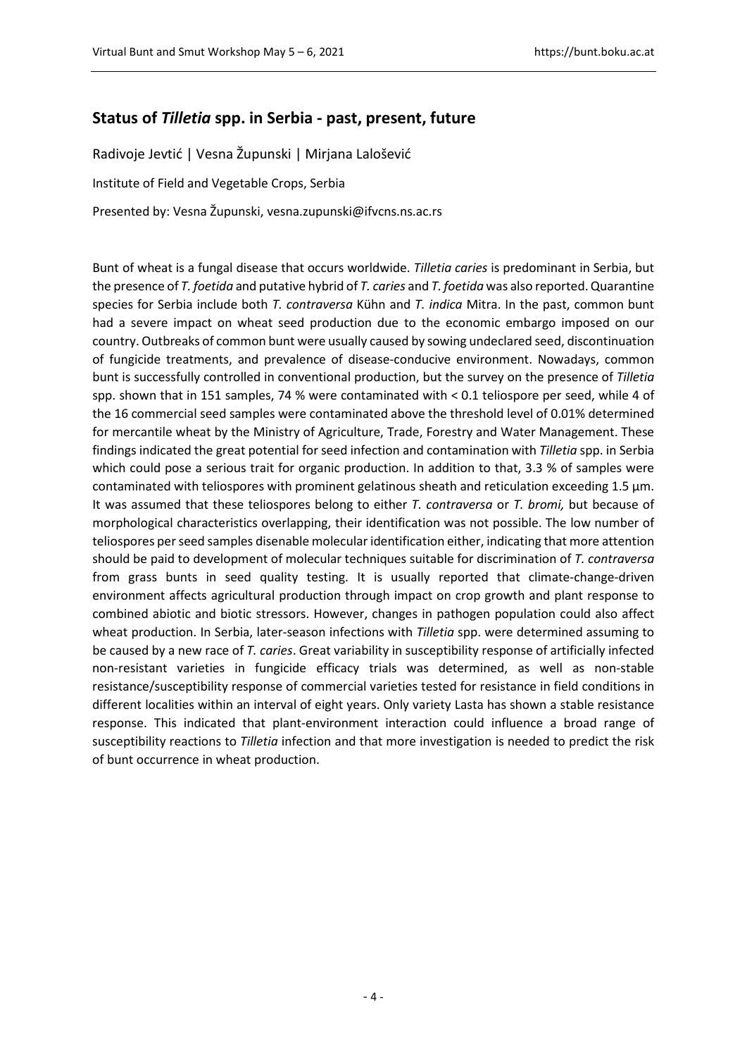## Status of *Tilletia* spp. in Serbia - past, present, future

Radivoje Jevtić | Vesna Župunski | Mirjana Lalošević

Institute of Field and Vegetable Crops, Serbia

Presented by: Vesna Župunski, vesna.zupunski@ifvcns.ns.ac.rs

Bunt of wheat is a fungal disease that occurs worldwide. *Tilletia caries* is predominant in Serbia, but the presence of *T. foetida* and putative hybrid of *T. caries* and *T. foetida* was also reported. Quarantine species for Serbia include both *T. contraversa* Kühn and *T. indica* Mitra. In the past, common bunt had a severe impact on wheat seed production due to the economic embargo imposed on our country. Outbreaks of common bunt were usually caused by sowing undeclared seed, discontinuation of fungicide treatments, and prevalence of disease-conducive environment. Nowadays, common bunt is successfully controlled in conventional production, but the survey on the presence of *Tilletia* spp. shown that in 151 samples, 74 % were contaminated with < 0.1 teliospore per seed, while 4 of the 16 commercial seed samples were contaminated above the threshold level of 0.01% determined for mercantile wheat by the Ministry of Agriculture, Trade, Forestry and Water Management. These findings indicated the great potential for seed infection and contamination with *Tilletia* spp. in Serbia which could pose a serious trait for organic production. In addition to that, 3.3 % of samples were contaminated with teliospores with prominent gelatinous sheath and reticulation exceeding 1.5 µm. It was assumed that these teliospores belong to either *T. contraversa* or *T. bromi,* but because of morphological characteristics overlapping, their identification was not possible. The low number of teliospores per seed samples disenable molecular identification either, indicating that more attention should be paid to development of molecular techniques suitable for discrimination of *T. contraversa* from grass bunts in seed quality testing. It is usually reported that climate-change-driven environment affects agricultural production through impact on crop growth and plant response to combined abiotic and biotic stressors. However, changes in pathogen population could also affect wheat production. In Serbia, later-season infections with *Tilletia* spp. were determined assuming to be caused by a new race of *T. caries*. Great variability in susceptibility response of artificially infected non-resistant varieties in fungicide efficacy trials was determined, as well as non-stable resistance/susceptibility response of commercial varieties tested for resistance in field conditions in different localities within an interval of eight years. Only variety Lasta has shown a stable resistance response. This indicated that plant-environment interaction could influence a broad range of susceptibility reactions to *Tilletia* infection and that more investigation is needed to predict the risk of bunt occurrence in wheat production.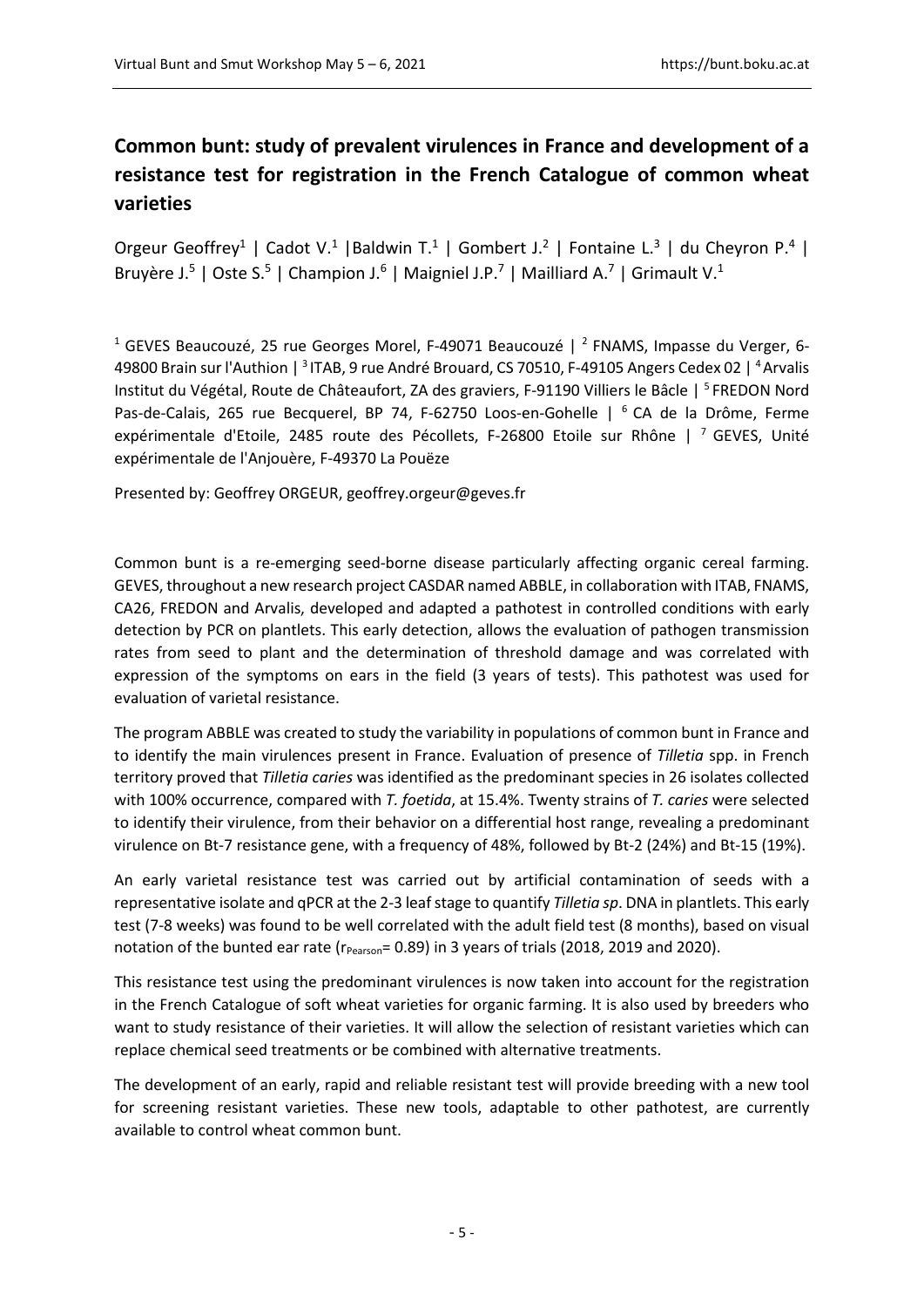## Common bunt: study of prevalent virulences in France and development of a resistance test for registration in the French Catalogue of common wheat varieties

Orgeur Geoffrey[1] | Cadot V.[1] | Baldwin T.[1] | Gombert J.[2] | Fontaine L.[3] | du Cheyron P.[4] | Bruyère J.[5] | Oste S.[5] | Champion J.[6] | Maigniel J.P.[7] | Mailliard A.[7] | Grimault V.[1]

[1] GEVES Beaucouzé, 25 rue Georges Morel, F-49071 Beaucouzé | [2] FNAMS, Impasse du Verger, 6-49800 Brain sur l'Authion | [3] ITAB, 9 rue André Brouard, CS 70510, F-49105 Angers Cedex 02 | [4] Arvalis Institut du Végétal, Route de Châteaufort, ZA des graviers, F-91190 Villiers le Bâcle | [5] FREDON Nord Pas-de-Calais, 265 rue Becquerel, BP 74, F-62750 Loos-en-Gohelle | [6] CA de la Drôme, Ferme expérimentale d'Etoile, 2485 route des Pécollets, F-26800 Etoile sur Rhône | [7] GEVES, Unité expérimentale de l'Anjouère, F-49370 La Pouëze

Presented by: Geoffrey ORGEUR, geoffrey.orgeur@geves.fr

Common bunt is a re-emerging seed-borne disease particularly affecting organic cereal farming. GEVES, throughout a new research project CASDAR named ABBLE, in collaboration with ITAB, FNAMS, CA26, FREDON and Arvalis, developed and adapted a pathotest in controlled conditions with early detection by PCR on plantlets. This early detection, allows the evaluation of pathogen transmission rates from seed to plant and the determination of threshold damage and was correlated with expression of the symptoms on ears in the field (3 years of tests). This pathotest was used for evaluation of varietal resistance.

The program ABBLE was created to study the variability in populations of common bunt in France and to identify the main virulences present in France. Evaluation of presence of *Tilletia* spp. in French territory proved that *Tilletia caries* was identified as the predominant species in 26 isolates collected with 100% occurrence, compared with *T. foetida*, at 15.4%. Twenty strains of *T. caries* were selected to identify their virulence, from their behavior on a differential host range, revealing a predominant virulence on Bt-7 resistance gene, with a frequency of 48%, followed by Bt-2 (24%) and Bt-15 (19%).

An early varietal resistance test was carried out by artificial contamination of seeds with a representative isolate and qPCR at the 2-3 leaf stage to quantify *Tilletia sp*. DNA in plantlets. This early test (7-8 weeks) was found to be well correlated with the adult field test (8 months), based on visual notation of the bunted ear rate ($r_{Pearson}$= 0.89) in 3 years of trials (2018, 2019 and 2020).

This resistance test using the predominant virulences is now taken into account for the registration in the French Catalogue of soft wheat varieties for organic farming. It is also used by breeders who want to study resistance of their varieties. It will allow the selection of resistant varieties which can replace chemical seed treatments or be combined with alternative treatments.

The development of an early, rapid and reliable resistant test will provide breeding with a new tool for screening resistant varieties. These new tools, adaptable to other pathotest, are currently available to control wheat common bunt.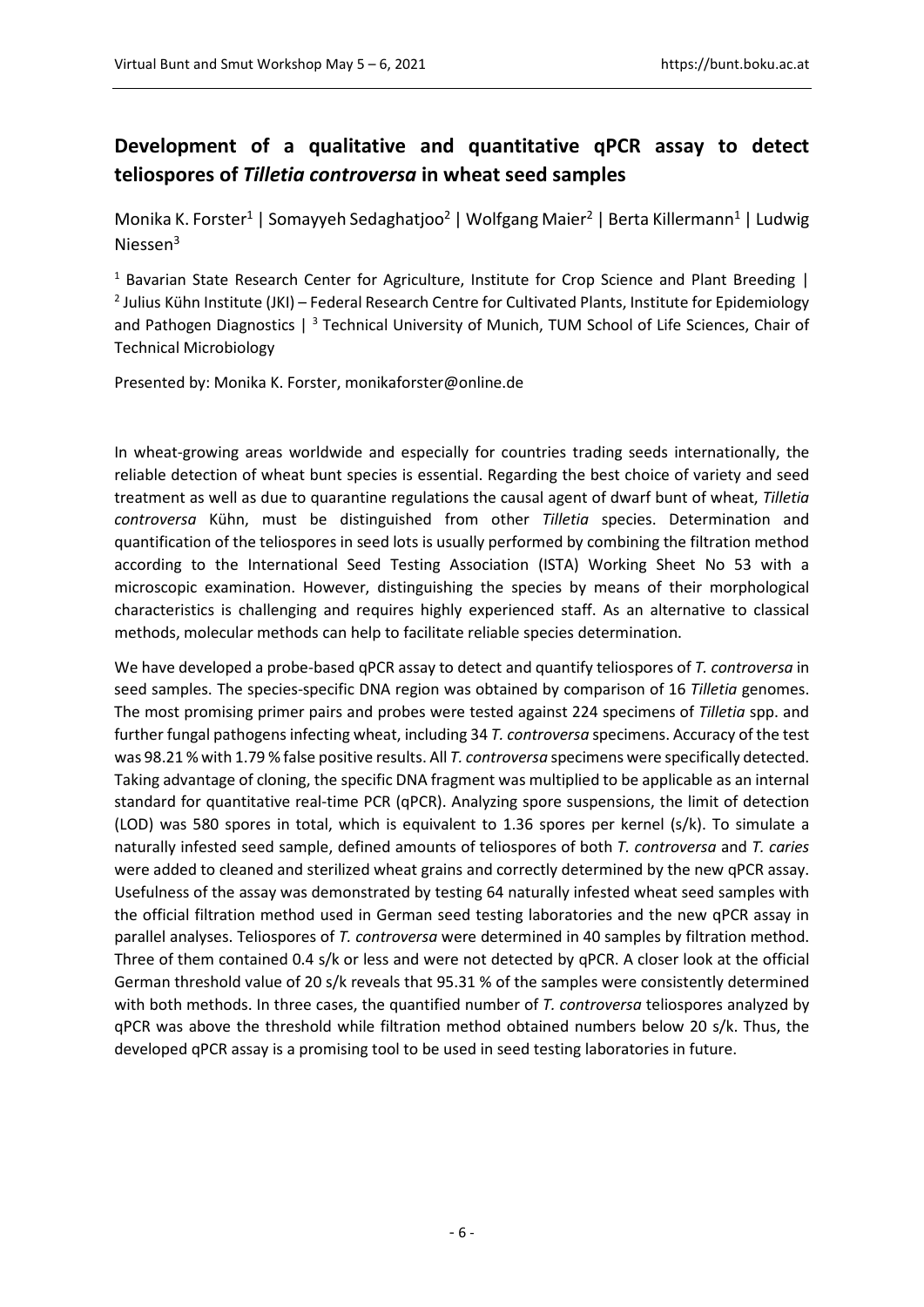## Development of a qualitative and quantitative qPCR assay to detect teliospores of *Tilletia controversa* in wheat seed samples

Monika K. Forster[1] | Somayyeh Sedaghatjoo[2] | Wolfgang Maier[2] | Berta Killermann[1] | Ludwig Niessen[3]

[1] Bavarian State Research Center for Agriculture, Institute for Crop Science and Plant Breeding | [2] Julius Kühn Institute (JKI) – Federal Research Centre for Cultivated Plants, Institute for Epidemiology and Pathogen Diagnostics | [3] Technical University of Munich, TUM School of Life Sciences, Chair of Technical Microbiology

Presented by: Monika K. Forster, monikaforster@online.de

In wheat-growing areas worldwide and especially for countries trading seeds internationally, the reliable detection of wheat bunt species is essential. Regarding the best choice of variety and seed treatment as well as due to quarantine regulations the causal agent of dwarf bunt of wheat, *Tilletia controversa* Kühn, must be distinguished from other *Tilletia* species. Determination and quantification of the teliospores in seed lots is usually performed by combining the filtration method according to the International Seed Testing Association (ISTA) Working Sheet No 53 with a microscopic examination. However, distinguishing the species by means of their morphological characteristics is challenging and requires highly experienced staff. As an alternative to classical methods, molecular methods can help to facilitate reliable species determination.

We have developed a probe-based qPCR assay to detect and quantify teliospores of *T. controversa* in seed samples. The species-specific DNA region was obtained by comparison of 16 *Tilletia* genomes. The most promising primer pairs and probes were tested against 224 specimens of *Tilletia* spp. and further fungal pathogens infecting wheat, including 34 *T. controversa* specimens. Accuracy of the test was 98.21 % with 1.79 % false positive results. All *T. controversa* specimens were specifically detected. Taking advantage of cloning, the specific DNA fragment was multiplied to be applicable as an internal standard for quantitative real-time PCR (qPCR). Analyzing spore suspensions, the limit of detection (LOD) was 580 spores in total, which is equivalent to 1.36 spores per kernel (s/k). To simulate a naturally infested seed sample, defined amounts of teliospores of both *T. controversa* and *T. caries* were added to cleaned and sterilized wheat grains and correctly determined by the new qPCR assay. Usefulness of the assay was demonstrated by testing 64 naturally infested wheat seed samples with the official filtration method used in German seed testing laboratories and the new qPCR assay in parallel analyses. Teliospores of *T. controversa* were determined in 40 samples by filtration method. Three of them contained 0.4 s/k or less and were not detected by qPCR. A closer look at the official German threshold value of 20 s/k reveals that 95.31 % of the samples were consistently determined with both methods. In three cases, the quantified number of *T. controversa* teliospores analyzed by qPCR was above the threshold while filtration method obtained numbers below 20 s/k. Thus, the developed qPCR assay is a promising tool to be used in seed testing laboratories in future.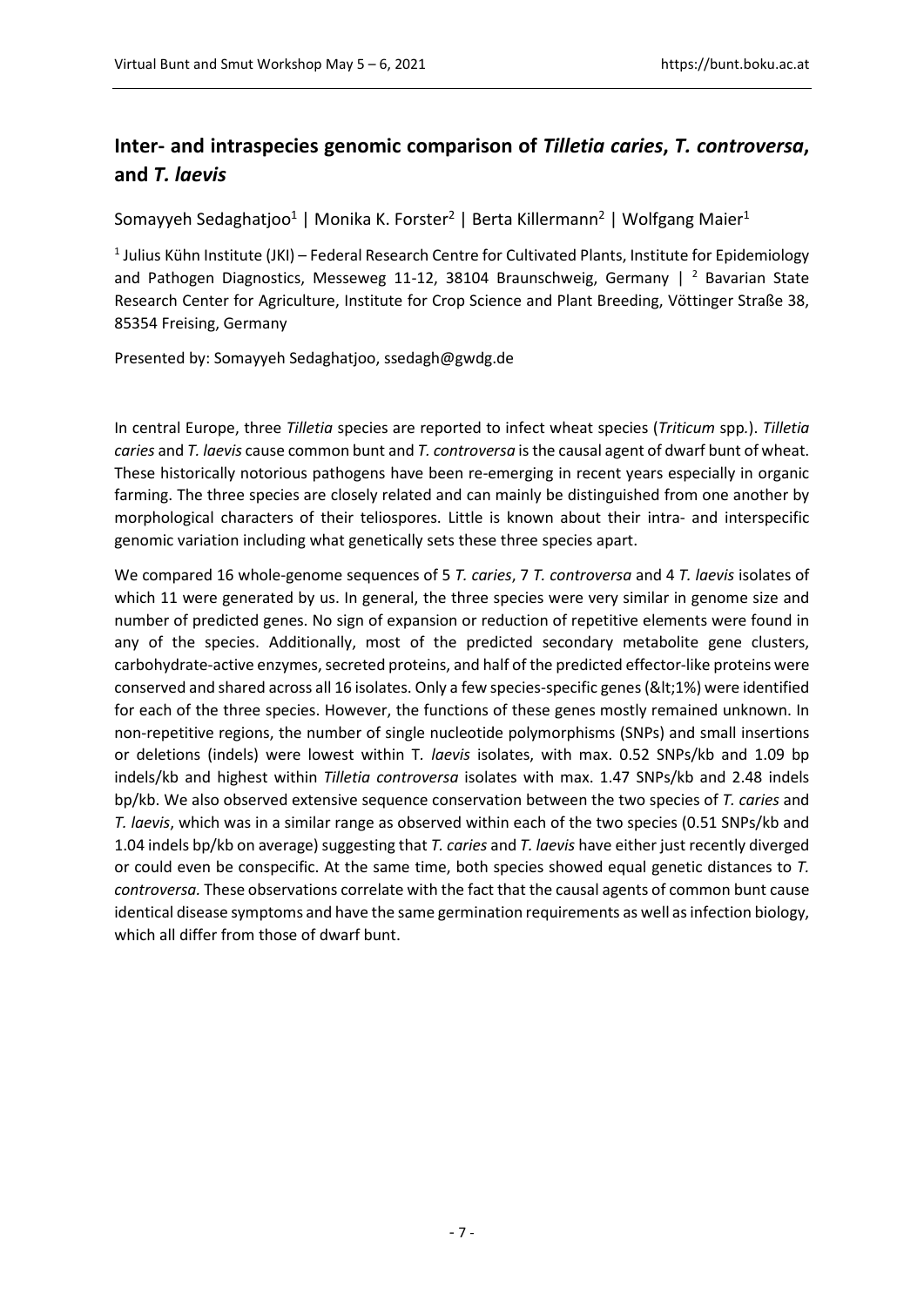## Inter- and intraspecies genomic comparison of *Tilletia caries*, *T. controversa*, and *T. laevis*

Somayyeh Sedaghatjoo[1] | Monika K. Forster[2] | Berta Killermann[2] | Wolfgang Maier[1]

[1] Julius Kühn Institute (JKI) – Federal Research Centre for Cultivated Plants, Institute for Epidemiology and Pathogen Diagnostics, Messeweg 11-12, 38104 Braunschweig, Germany | [2] Bavarian State Research Center for Agriculture, Institute for Crop Science and Plant Breeding, Vöttinger Straße 38, 85354 Freising, Germany

Presented by: Somayyeh Sedaghatjoo, ssedagh@gwdg.de

In central Europe, three *Tilletia* species are reported to infect wheat species (*Triticum* spp.). *Tilletia caries* and *T. laevis* cause common bunt and *T. controversa* is the causal agent of dwarf bunt of wheat. These historically notorious pathogens have been re-emerging in recent years especially in organic farming. The three species are closely related and can mainly be distinguished from one another by morphological characters of their teliospores. Little is known about their intra- and interspecific genomic variation including what genetically sets these three species apart.

We compared 16 whole-genome sequences of 5 *T. caries*, 7 *T. controversa* and 4 *T. laevis* isolates of which 11 were generated by us. In general, the three species were very similar in genome size and number of predicted genes. No sign of expansion or reduction of repetitive elements were found in any of the species. Additionally, most of the predicted secondary metabolite gene clusters, carbohydrate-active enzymes, secreted proteins, and half of the predicted effector-like proteins were conserved and shared across all 16 isolates. Only a few species-specific genes (&lt;1%) were identified for each of the three species. However, the functions of these genes mostly remained unknown. In non-repetitive regions, the number of single nucleotide polymorphisms (SNPs) and small insertions or deletions (indels) were lowest within T. *laevis* isolates, with max. 0.52 SNPs/kb and 1.09 bp indels/kb and highest within *Tilletia controversa* isolates with max. 1.47 SNPs/kb and 2.48 indels bp/kb. We also observed extensive sequence conservation between the two species of *T. caries* and *T. laevis*, which was in a similar range as observed within each of the two species (0.51 SNPs/kb and 1.04 indels bp/kb on average) suggesting that *T. caries* and *T. laevis* have either just recently diverged or could even be conspecific. At the same time, both species showed equal genetic distances to *T. controversa.* These observations correlate with the fact that the causal agents of common bunt cause identical disease symptoms and have the same germination requirements as well as infection biology, which all differ from those of dwarf bunt.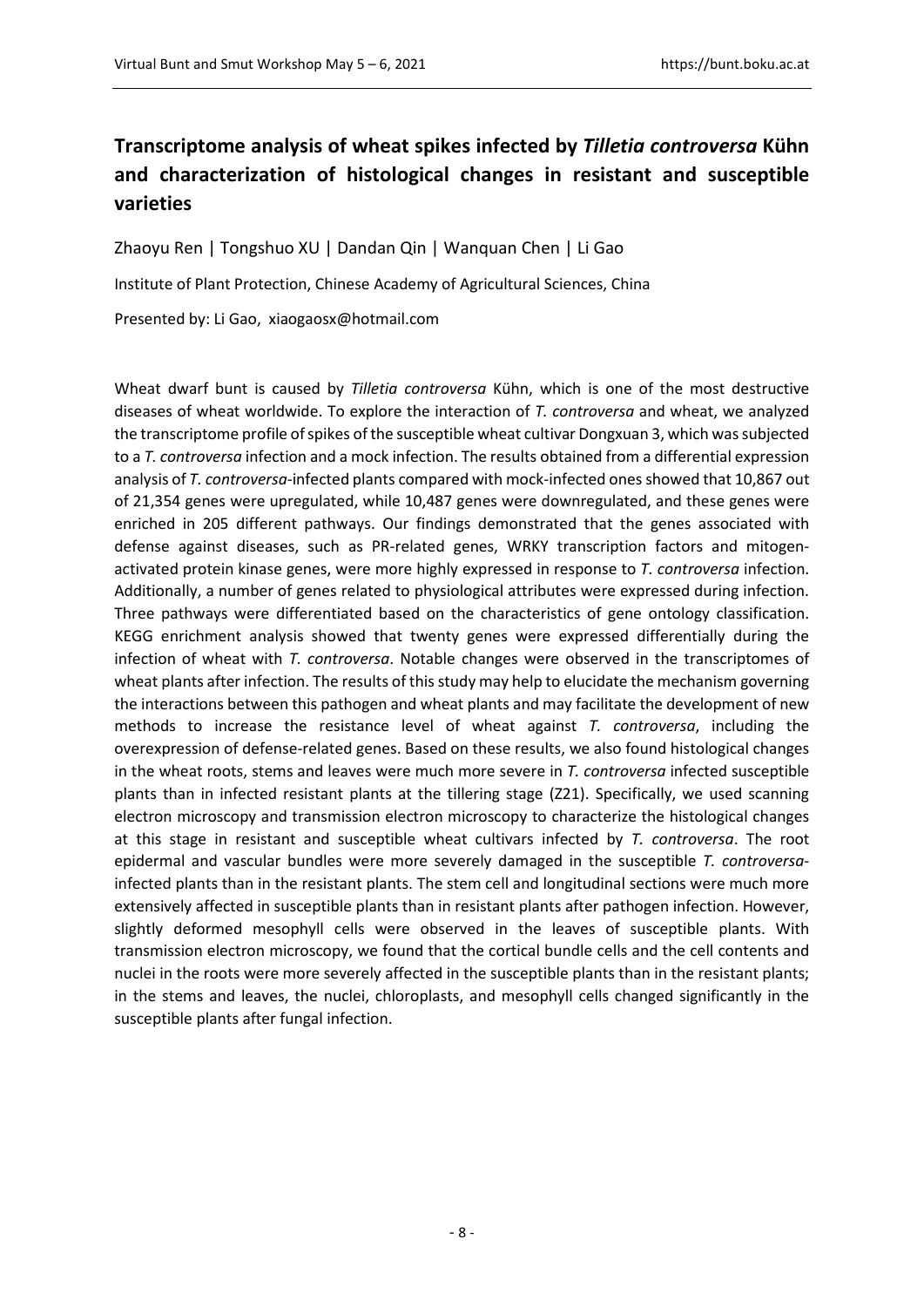## Transcriptome analysis of wheat spikes infected by *Tilletia controversa* Kühn and characterization of histological changes in resistant and susceptible varieties

Zhaoyu Ren | Tongshuo XU | Dandan Qin | Wanquan Chen | Li Gao

Institute of Plant Protection, Chinese Academy of Agricultural Sciences, China

Presented by: Li Gao, xiaogaosx@hotmail.com

Wheat dwarf bunt is caused by *Tilletia controversa* Kühn, which is one of the most destructive diseases of wheat worldwide. To explore the interaction of *T. controversa* and wheat, we analyzed the transcriptome profile of spikes of the susceptible wheat cultivar Dongxuan 3, which was subjected to a *T. controversa* infection and a mock infection. The results obtained from a differential expression analysis of *T. controversa*-infected plants compared with mock-infected ones showed that 10,867 out of 21,354 genes were upregulated, while 10,487 genes were downregulated, and these genes were enriched in 205 different pathways. Our findings demonstrated that the genes associated with defense against diseases, such as PR-related genes, WRKY transcription factors and mitogen-activated protein kinase genes, were more highly expressed in response to *T. controversa* infection. Additionally, a number of genes related to physiological attributes were expressed during infection. Three pathways were differentiated based on the characteristics of gene ontology classification. KEGG enrichment analysis showed that twenty genes were expressed differentially during the infection of wheat with *T. controversa*. Notable changes were observed in the transcriptomes of wheat plants after infection. The results of this study may help to elucidate the mechanism governing the interactions between this pathogen and wheat plants and may facilitate the development of new methods to increase the resistance level of wheat against *T. controversa*, including the overexpression of defense-related genes. Based on these results, we also found histological changes in the wheat roots, stems and leaves were much more severe in *T. controversa* infected susceptible plants than in infected resistant plants at the tillering stage (Z21). Specifically, we used scanning electron microscopy and transmission electron microscopy to characterize the histological changes at this stage in resistant and susceptible wheat cultivars infected by *T. controversa*. The root epidermal and vascular bundles were more severely damaged in the susceptible *T. controversa*-infected plants than in the resistant plants. The stem cell and longitudinal sections were much more extensively affected in susceptible plants than in resistant plants after pathogen infection. However, slightly deformed mesophyll cells were observed in the leaves of susceptible plants. With transmission electron microscopy, we found that the cortical bundle cells and the cell contents and nuclei in the roots were more severely affected in the susceptible plants than in the resistant plants; in the stems and leaves, the nuclei, chloroplasts, and mesophyll cells changed significantly in the susceptible plants after fungal infection.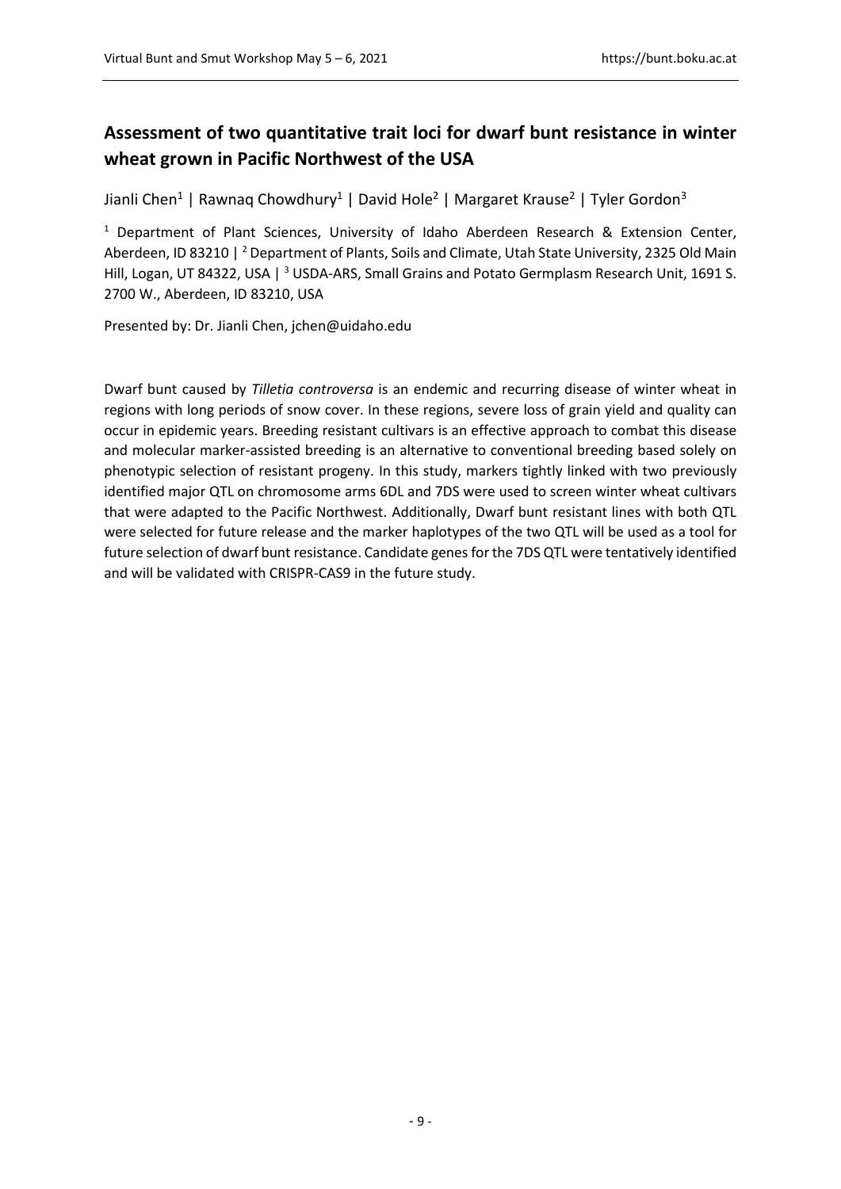## Assessment of two quantitative trait loci for dwarf bunt resistance in winter wheat grown in Pacific Northwest of the USA

Jianli Chen[1] | Rawnaq Chowdhury[1] | David Hole[2] | Margaret Krause[2] | Tyler Gordon[3]

[1] Department of Plant Sciences, University of Idaho Aberdeen Research & Extension Center, Aberdeen, ID 83210 | [2] Department of Plants, Soils and Climate, Utah State University, 2325 Old Main Hill, Logan, UT 84322, USA | [3] USDA-ARS, Small Grains and Potato Germplasm Research Unit, 1691 S. 2700 W., Aberdeen, ID 83210, USA

Presented by: Dr. Jianli Chen, jchen@uidaho.edu

Dwarf bunt caused by *Tilletia controversa* is an endemic and recurring disease of winter wheat in regions with long periods of snow cover. In these regions, severe loss of grain yield and quality can occur in epidemic years. Breeding resistant cultivars is an effective approach to combat this disease and molecular marker-assisted breeding is an alternative to conventional breeding based solely on phenotypic selection of resistant progeny. In this study, markers tightly linked with two previously identified major QTL on chromosome arms 6DL and 7DS were used to screen winter wheat cultivars that were adapted to the Pacific Northwest. Additionally, Dwarf bunt resistant lines with both QTL were selected for future release and the marker haplotypes of the two QTL will be used as a tool for future selection of dwarf bunt resistance. Candidate genes for the 7DS QTL were tentatively identified and will be validated with CRISPR-CAS9 in the future study.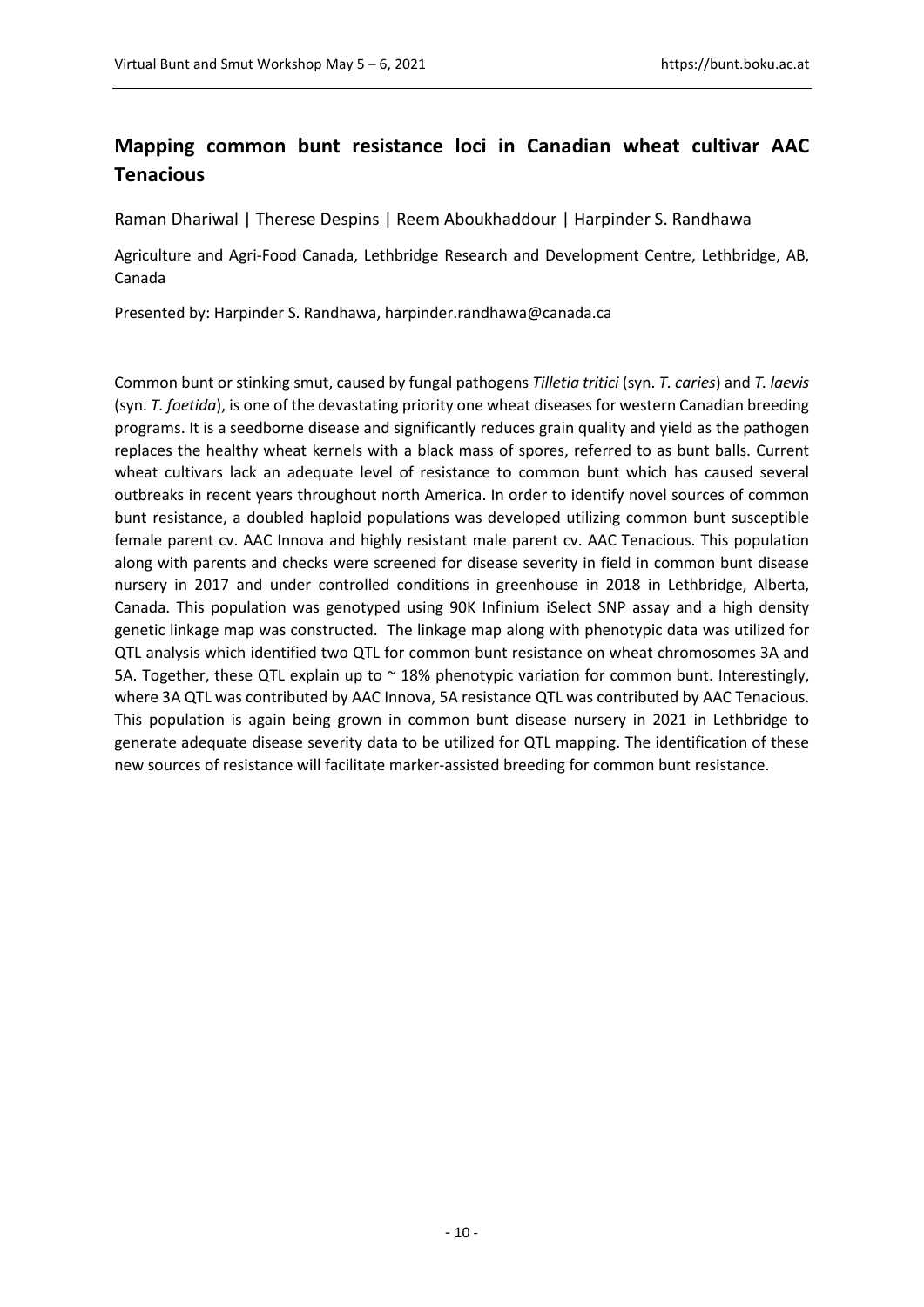## Mapping common bunt resistance loci in Canadian wheat cultivar AAC Tenacious

Raman Dhariwal | Therese Despins | Reem Aboukhaddour | Harpinder S. Randhawa

Agriculture and Agri-Food Canada, Lethbridge Research and Development Centre, Lethbridge, AB, Canada

Presented by: Harpinder S. Randhawa, harpinder.randhawa@canada.ca

Common bunt or stinking smut, caused by fungal pathogens *Tilletia tritici* (syn. *T. caries*) and *T. laevis* (syn. *T. foetida*), is one of the devastating priority one wheat diseases for western Canadian breeding programs. It is a seedborne disease and significantly reduces grain quality and yield as the pathogen replaces the healthy wheat kernels with a black mass of spores, referred to as bunt balls. Current wheat cultivars lack an adequate level of resistance to common bunt which has caused several outbreaks in recent years throughout north America. In order to identify novel sources of common bunt resistance, a doubled haploid populations was developed utilizing common bunt susceptible female parent cv. AAC Innova and highly resistant male parent cv. AAC Tenacious. This population along with parents and checks were screened for disease severity in field in common bunt disease nursery in 2017 and under controlled conditions in greenhouse in 2018 in Lethbridge, Alberta, Canada. This population was genotyped using 90K Infinium iSelect SNP assay and a high density genetic linkage map was constructed. The linkage map along with phenotypic data was utilized for QTL analysis which identified two QTL for common bunt resistance on wheat chromosomes 3A and 5A. Together, these QTL explain up to ~ 18% phenotypic variation for common bunt. Interestingly, where 3A QTL was contributed by AAC Innova, 5A resistance QTL was contributed by AAC Tenacious. This population is again being grown in common bunt disease nursery in 2021 in Lethbridge to generate adequate disease severity data to be utilized for QTL mapping. The identification of these new sources of resistance will facilitate marker-assisted breeding for common bunt resistance.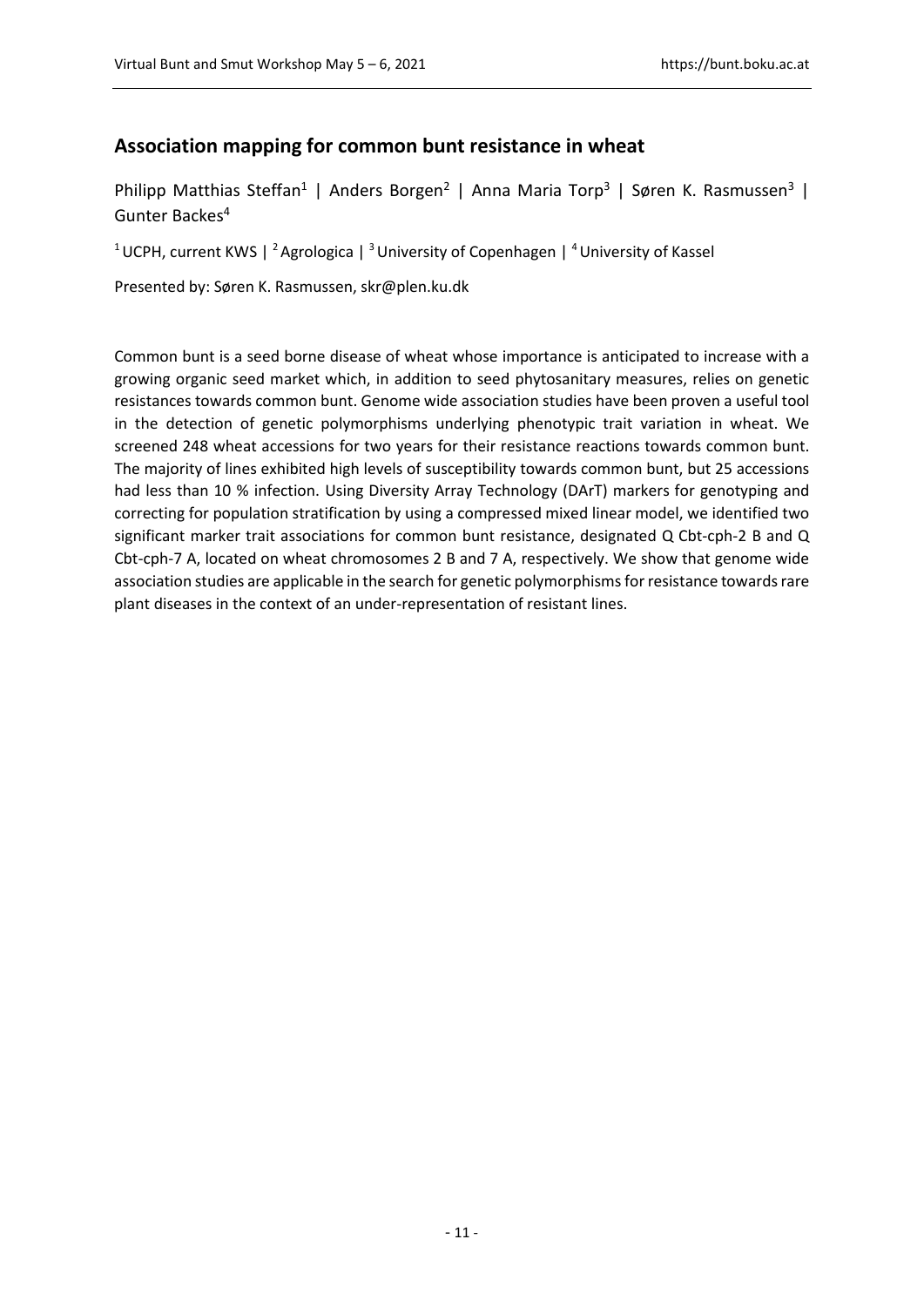## Association mapping for common bunt resistance in wheat

Philipp Matthias Steffan[1] | Anders Borgen[2] | Anna Maria Torp[3] | Søren K. Rasmussen[3] | Gunter Backes[4]

[1] UCPH, current KWS | [2] Agrologica | [3] University of Copenhagen | [4] University of Kassel

Presented by: Søren K. Rasmussen, skr@plen.ku.dk

Common bunt is a seed borne disease of wheat whose importance is anticipated to increase with a growing organic seed market which, in addition to seed phytosanitary measures, relies on genetic resistances towards common bunt. Genome wide association studies have been proven a useful tool in the detection of genetic polymorphisms underlying phenotypic trait variation in wheat. We screened 248 wheat accessions for two years for their resistance reactions towards common bunt. The majority of lines exhibited high levels of susceptibility towards common bunt, but 25 accessions had less than 10 % infection. Using Diversity Array Technology (DArT) markers for genotyping and correcting for population stratification by using a compressed mixed linear model, we identified two significant marker trait associations for common bunt resistance, designated Q Cbt-cph-2 B and Q Cbt-cph-7 A, located on wheat chromosomes 2 B and 7 A, respectively. We show that genome wide association studies are applicable in the search for genetic polymorphisms for resistance towards rare plant diseases in the context of an under-representation of resistant lines.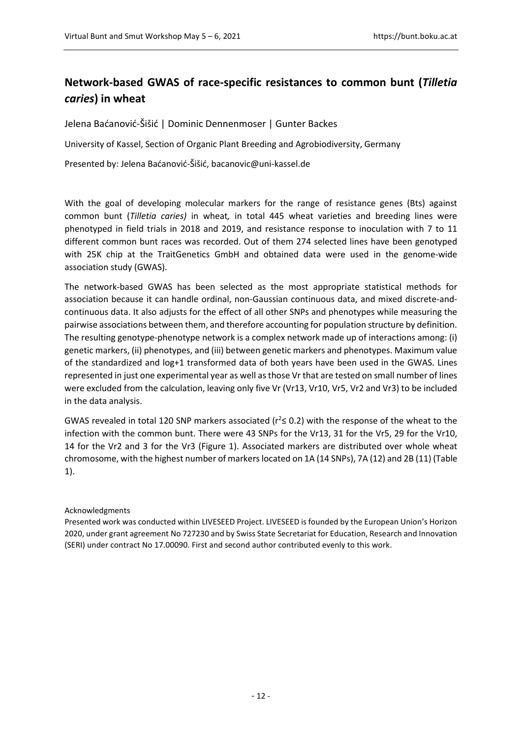## Network-based GWAS of race-specific resistances to common bunt (*Tilletia caries*) in wheat

Jelena Baćanović-Šišić | Dominic Dennenmoser | Gunter Backes

University of Kassel, Section of Organic Plant Breeding and Agrobiodiversity, Germany

Presented by: Jelena Baćanović-Šišić, bacanovic@uni-kassel.de

With the goal of developing molecular markers for the range of resistance genes (Bts) against common bunt (*Tilletia caries)* in wheat*,* in total 445 wheat varieties and breeding lines were phenotyped in field trials in 2018 and 2019, and resistance response to inoculation with 7 to 11 different common bunt races was recorded. Out of them 274 selected lines have been genotyped with 25K chip at the TraitGenetics GmbH and obtained data were used in the genome-wide association study (GWAS).

The network-based GWAS has been selected as the most appropriate statistical methods for association because it can handle ordinal, non-Gaussian continuous data, and mixed discrete-and-continuous data. It also adjusts for the effect of all other SNPs and phenotypes while measuring the pairwise associations between them, and therefore accounting for population structure by definition. The resulting genotype-phenotype network is a complex network made up of interactions among: (i) genetic markers, (ii) phenotypes, and (iii) between genetic markers and phenotypes. Maximum value of the standardized and log+1 transformed data of both years have been used in the GWAS. Lines represented in just one experimental year as well as those Vr that are tested on small number of lines were excluded from the calculation, leaving only five Vr (Vr13, Vr10, Vr5, Vr2 and Vr3) to be included in the data analysis.

GWAS revealed in total 120 SNP markers associated ($r^2 \leq 0.2$) with the response of the wheat to the infection with the common bunt. There were 43 SNPs for the Vr13, 31 for the Vr5, 29 for the Vr10, 14 for the Vr2 and 3 for the Vr3 (Figure 1). Associated markers are distributed over whole wheat chromosome, with the highest number of markers located on 1A (14 SNPs), 7A (12) and 2B (11) (Table 1).

Acknowledgments

Presented work was conducted within LIVESEED Project. LIVESEED is founded by the European Union's Horizon 2020, under grant agreement No 727230 and by Swiss State Secretariat for Education, Research and Innovation (SERI) under contract No 17.00090. First and second author contributed evenly to this work.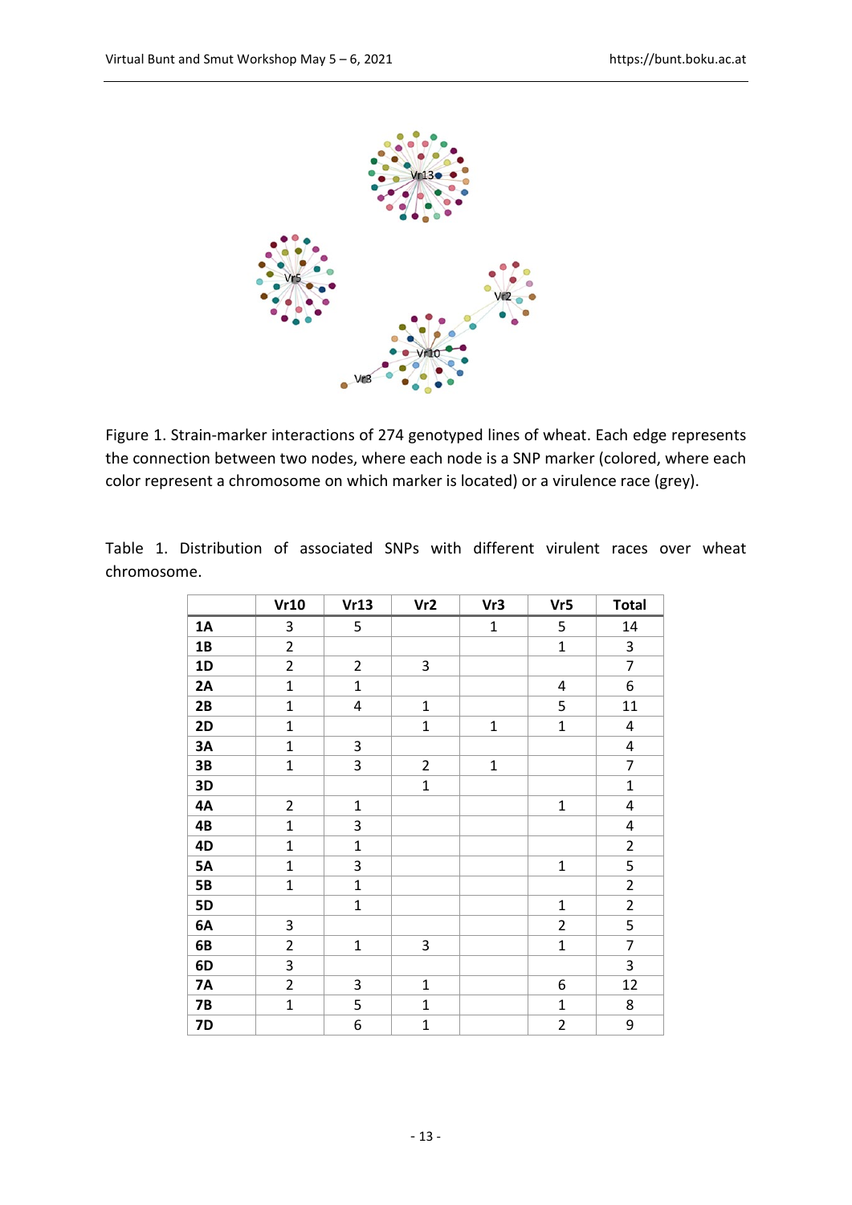Figure 1. Strain-marker interactions of 274 genotyped lines of wheat. Each edge represents the connection between two nodes, where each node is a SNP marker (colored, where each color represent a chromosome on which marker is located) or a virulence race (grey).

Table 1. Distribution of associated SNPs with different virulent races over wheat chromosome.

| | Vr10 | Vr13 | Vr2 | Vr3 | Vr5 | Total |
|---|---|---|---|---|---|---|
| **1A** | 3 | 5 | | 1 | 5 | 14 |
| **1B** | 2 | | | | 1 | 3 |
| **1D** | 2 | 2 | 3 | | | 7 |
| **2A** | 1 | 1 | | | 4 | 6 |
| **2B** | 1 | 4 | 1 | | 5 | 11 |
| **2D** | 1 | | 1 | 1 | 1 | 4 |
| **3A** | 1 | 3 | | | | 4 |
| **3B** | 1 | 3 | 2 | 1 | | 7 |
| **3D** | | | 1 | | | 1 |
| **4A** | 2 | 1 | | | 1 | 4 |
| **4B** | 1 | 3 | | | | 4 |
| **4D** | 1 | 1 | | | | 2 |
| **5A** | 1 | 3 | | | 1 | 5 |
| **5B** | 1 | 1 | | | | 2 |
| **5D** | | 1 | | | 1 | 2 |
| **6A** | 3 | | | | 2 | 5 |
| **6B** | 2 | 1 | 3 | | 1 | 7 |
| **6D** | 3 | | | | | 3 |
| **7A** | 2 | 3 | 1 | | 6 | 12 |
| **7B** | 1 | 5 | 1 | | 1 | 8 |
| **7D** | | 6 | 1 | | 2 | 9 |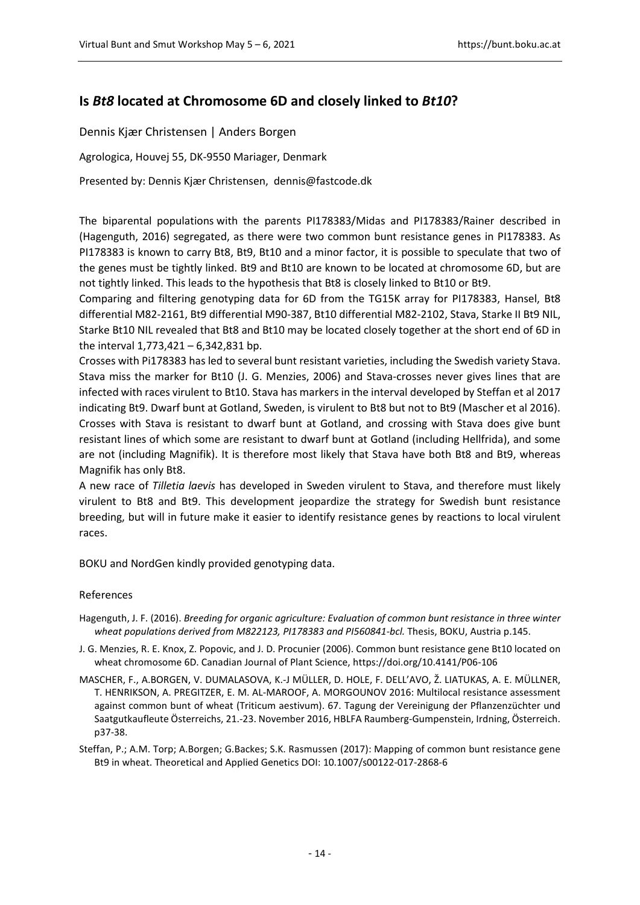## Is *Bt8* located at Chromosome 6D and closely linked to *Bt10*?

Dennis Kjær Christensen | Anders Borgen

Agrologica, Houvej 55, DK-9550 Mariager, Denmark

Presented by: Dennis Kjær Christensen, dennis@fastcode.dk

The biparental populations with the parents PI178383/Midas and PI178383/Rainer described in (Hagenguth, 2016) segregated, as there were two common bunt resistance genes in PI178383. As PI178383 is known to carry Bt8, Bt9, Bt10 and a minor factor, it is possible to speculate that two of the genes must be tightly linked. Bt9 and Bt10 are known to be located at chromosome 6D, but are not tightly linked. This leads to the hypothesis that Bt8 is closely linked to Bt10 or Bt9.

Comparing and filtering genotyping data for 6D from the TG15K array for PI178383, Hansel, Bt8 differential M82-2161, Bt9 differential M90-387, Bt10 differential M82-2102, Stava, Starke II Bt9 NIL, Starke Bt10 NIL revealed that Bt8 and Bt10 may be located closely together at the short end of 6D in the interval 1,773,421 – 6,342,831 bp.

Crosses with Pi178383 has led to several bunt resistant varieties, including the Swedish variety Stava. Stava miss the marker for Bt10 (J. G. Menzies, 2006) and Stava-crosses never gives lines that are infected with races virulent to Bt10. Stava has markers in the interval developed by Steffan et al 2017 indicating Bt9. Dwarf bunt at Gotland, Sweden, is virulent to Bt8 but not to Bt9 (Mascher et al 2016). Crosses with Stava is resistant to dwarf bunt at Gotland, and crossing with Stava does give bunt resistant lines of which some are resistant to dwarf bunt at Gotland (including Hellfrida), and some are not (including Magnifik). It is therefore most likely that Stava have both Bt8 and Bt9, whereas Magnifik has only Bt8.

A new race of *Tilletia laevis* has developed in Sweden virulent to Stava, and therefore must likely virulent to Bt8 and Bt9. This development jeopardize the strategy for Swedish bunt resistance breeding, but will in future make it easier to identify resistance genes by reactions to local virulent races.

BOKU and NordGen kindly provided genotyping data.

### References

Hagenguth, J. F. (2016). *Breeding for organic agriculture: Evaluation of common bunt resistance in three winter wheat populations derived from M822123, PI178383 and PI560841-bcl.* Thesis, BOKU, Austria p.145.

J. G. Menzies, R. E. Knox, Z. Popovic, and J. D. Procunier (2006). Common bunt resistance gene Bt10 located on wheat chromosome 6D. Canadian Journal of Plant Science, https://doi.org/10.4141/P06-106

MASCHER, F., A.BORGEN, V. DUMALASOVA, K.-J MÜLLER, D. HOLE, F. DELL'AVO, Ž. LIATUKAS, A. E. MÜLLNER, T. HENRIKSON, A. PREGITZER, E. M. AL-MAROOF, A. MORGOUNOV 2016: Multilocal resistance assessment against common bunt of wheat (Triticum aestivum). 67. Tagung der Vereinigung der Pflanzenzüchter und Saatgutkaufleute Österreichs, 21.-23. November 2016, HBLFA Raumberg-Gumpenstein, Irdning, Österreich. p37-38.

Steffan, P.; A.M. Torp; A.Borgen; G.Backes; S.K. Rasmussen (2017): Mapping of common bunt resistance gene Bt9 in wheat. Theoretical and Applied Genetics DOI: 10.1007/s00122-017-2868-6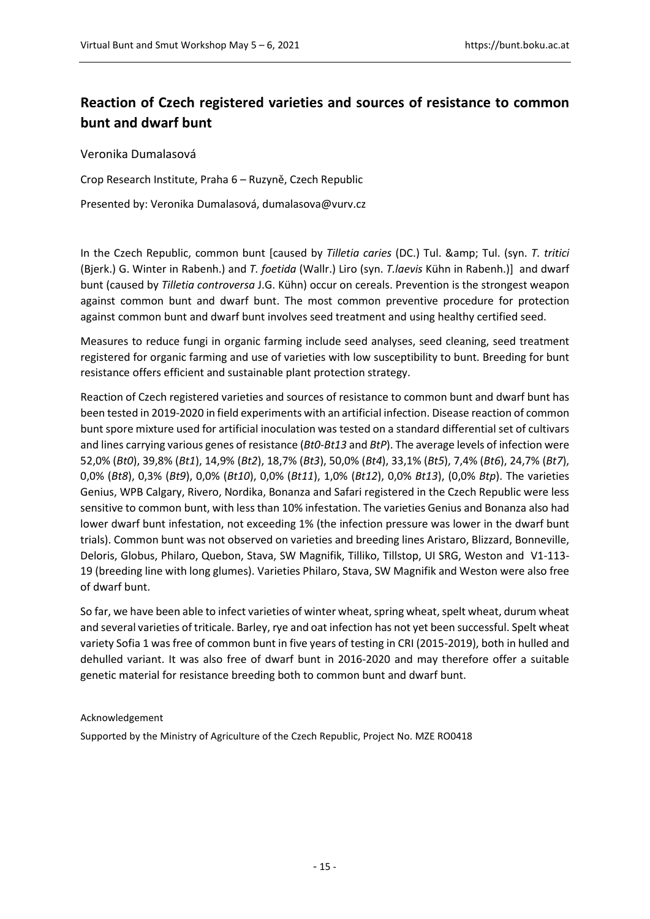## Reaction of Czech registered varieties and sources of resistance to common bunt and dwarf bunt

Veronika Dumalasová

Crop Research Institute, Praha 6 – Ruzyně, Czech Republic

Presented by: Veronika Dumalasová, dumalasova@vurv.cz

In the Czech Republic, common bunt [caused by *Tilletia caries* (DC.) Tul. &amp; Tul. (syn. *T. tritici* (Bjerk.) G. Winter in Rabenh.) and *T. foetida* (Wallr.) Liro (syn. *T.laevis* Kühn in Rabenh.)] and dwarf bunt (caused by *Tilletia controversa* J.G. Kühn) occur on cereals. Prevention is the strongest weapon against common bunt and dwarf bunt. The most common preventive procedure for protection against common bunt and dwarf bunt involves seed treatment and using healthy certified seed.

Measures to reduce fungi in organic farming include seed analyses, seed cleaning, seed treatment registered for organic farming and use of varieties with low susceptibility to bunt. Breeding for bunt resistance offers efficient and sustainable plant protection strategy.

Reaction of Czech registered varieties and sources of resistance to common bunt and dwarf bunt has been tested in 2019-2020 in field experiments with an artificial infection. Disease reaction of common bunt spore mixture used for artificial inoculation was tested on a standard differential set of cultivars and lines carrying various genes of resistance (*Bt0-Bt13* and *BtP*). The average levels of infection were 52,0% (*Bt0*), 39,8% (*Bt1*), 14,9% (*Bt2*), 18,7% (*Bt3*), 50,0% (*Bt4*), 33,1% (*Bt5*), 7,4% (*Bt6*), 24,7% (*Bt7*), 0,0% (*Bt8*), 0,3% (*Bt9*), 0,0% (*Bt10*), 0,0% (*Bt11*), 1,0% (*Bt12*), 0,0% *Bt13*), (0,0% *Btp*). The varieties Genius, WPB Calgary, Rivero, Nordika, Bonanza and Safari registered in the Czech Republic were less sensitive to common bunt, with less than 10% infestation. The varieties Genius and Bonanza also had lower dwarf bunt infestation, not exceeding 1% (the infection pressure was lower in the dwarf bunt trials). Common bunt was not observed on varieties and breeding lines Aristaro, Blizzard, Bonneville, Deloris, Globus, Philaro, Quebon, Stava, SW Magnifik, Tilliko, Tillstop, UI SRG, Weston and V1-113-19 (breeding line with long glumes). Varieties Philaro, Stava, SW Magnifik and Weston were also free of dwarf bunt.

So far, we have been able to infect varieties of winter wheat, spring wheat, spelt wheat, durum wheat and several varieties of triticale. Barley, rye and oat infection has not yet been successful. Spelt wheat variety Sofia 1 was free of common bunt in five years of testing in CRI (2015-2019), both in hulled and dehulled variant. It was also free of dwarf bunt in 2016-2020 and may therefore offer a suitable genetic material for resistance breeding both to common bunt and dwarf bunt.

Acknowledgement

Supported by the Ministry of Agriculture of the Czech Republic, Project No. MZE RO0418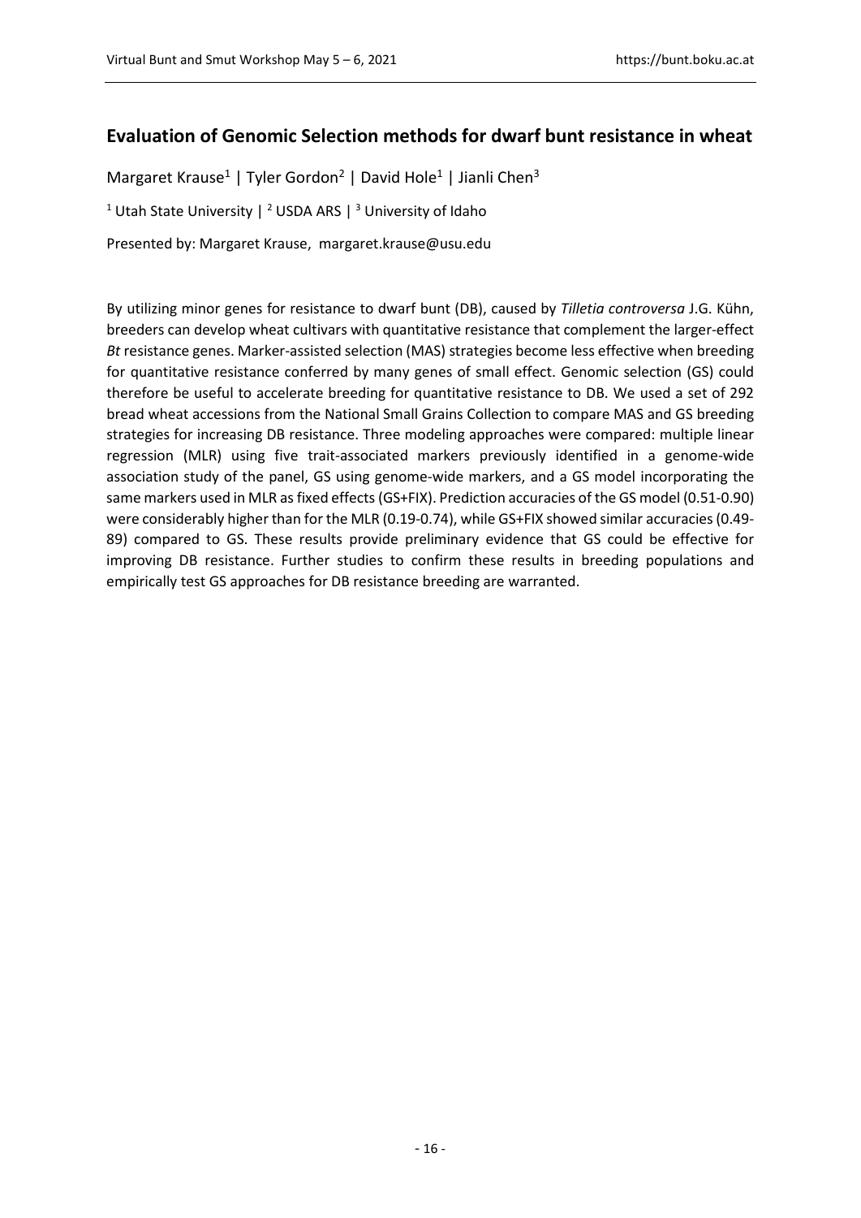## Evaluation of Genomic Selection methods for dwarf bunt resistance in wheat

Margaret Krause[1] | Tyler Gordon[2] | David Hole[1] | Jianli Chen[3]

[1] Utah State University | [2] USDA ARS | [3] University of Idaho

Presented by: Margaret Krause, margaret.krause@usu.edu

By utilizing minor genes for resistance to dwarf bunt (DB), caused by *Tilletia controversa* J.G. Kühn, breeders can develop wheat cultivars with quantitative resistance that complement the larger-effect *Bt* resistance genes. Marker-assisted selection (MAS) strategies become less effective when breeding for quantitative resistance conferred by many genes of small effect. Genomic selection (GS) could therefore be useful to accelerate breeding for quantitative resistance to DB. We used a set of 292 bread wheat accessions from the National Small Grains Collection to compare MAS and GS breeding strategies for increasing DB resistance. Three modeling approaches were compared: multiple linear regression (MLR) using five trait-associated markers previously identified in a genome-wide association study of the panel, GS using genome-wide markers, and a GS model incorporating the same markers used in MLR as fixed effects (GS+FIX). Prediction accuracies of the GS model (0.51-0.90) were considerably higher than for the MLR (0.19-0.74), while GS+FIX showed similar accuracies (0.49-89) compared to GS. These results provide preliminary evidence that GS could be effective for improving DB resistance. Further studies to confirm these results in breeding populations and empirically test GS approaches for DB resistance breeding are warranted.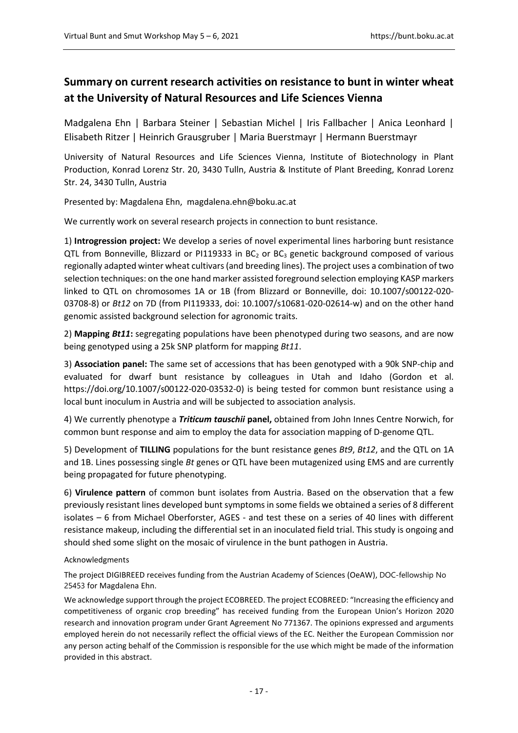## Summary on current research activities on resistance to bunt in winter wheat at the University of Natural Resources and Life Sciences Vienna

Madgalena Ehn | Barbara Steiner | Sebastian Michel | Iris Fallbacher | Anica Leonhard | Elisabeth Ritzer | Heinrich Grausgruber | Maria Buerstmayr | Hermann Buerstmayr

University of Natural Resources and Life Sciences Vienna, Institute of Biotechnology in Plant Production, Konrad Lorenz Str. 20, 3430 Tulln, Austria & Institute of Plant Breeding, Konrad Lorenz Str. 24, 3430 Tulln, Austria

Presented by: Magdalena Ehn, magdalena.ehn@boku.ac.at

We currently work on several research projects in connection to bunt resistance.

1) **Introgression project:** We develop a series of novel experimental lines harboring bunt resistance QTL from Bonneville, Blizzard or PI119333 in $BC_2$ or $BC_3$ genetic background composed of various regionally adapted winter wheat cultivars (and breeding lines). The project uses a combination of two selection techniques: on the one hand marker assisted foreground selection employing KASP markers linked to QTL on chromosomes 1A or 1B (from Blizzard or Bonneville, doi: 10.1007/s00122-020-03708-8) or *Bt12* on 7D (from PI119333, doi: 10.1007/s10681-020-02614-w) and on the other hand genomic assisted background selection for agronomic traits.

2) **Mapping *Bt11*:** segregating populations have been phenotyped during two seasons, and are now being genotyped using a 25k SNP platform for mapping *Bt11*.

3) **Association panel:** The same set of accessions that has been genotyped with a 90k SNP-chip and evaluated for dwarf bunt resistance by colleagues in Utah and Idaho (Gordon et al. https://doi.org/10.1007/s00122-020-03532-0) is being tested for common bunt resistance using a local bunt inoculum in Austria and will be subjected to association analysis.

4) We currently phenotype a ***Triticum tauschii* panel,** obtained from John Innes Centre Norwich, for common bunt response and aim to employ the data for association mapping of D-genome QTL.

5) Development of **TILLING** populations for the bunt resistance genes *Bt9*, *Bt12*, and the QTL on 1A and 1B. Lines possessing single *Bt* genes or QTL have been mutagenized using EMS and are currently being propagated for future phenotyping.

6) **Virulence pattern** of common bunt isolates from Austria. Based on the observation that a few previously resistant lines developed bunt symptoms in some fields we obtained a series of 8 different isolates – 6 from Michael Oberforster, AGES - and test these on a series of 40 lines with different resistance makeup, including the differential set in an inoculated field trial. This study is ongoing and should shed some slight on the mosaic of virulence in the bunt pathogen in Austria.

Acknowledgments

The project DIGIBREED receives funding from the Austrian Academy of Sciences (OeAW), DOC-fellowship No 25453 for Magdalena Ehn.

We acknowledge support through the project ECOBREED. The project ECOBREED: "Increasing the efficiency and competitiveness of organic crop breeding" has received funding from the European Union's Horizon 2020 research and innovation program under Grant Agreement No 771367. The opinions expressed and arguments employed herein do not necessarily reflect the official views of the EC. Neither the European Commission nor any person acting behalf of the Commission is responsible for the use which might be made of the information provided in this abstract.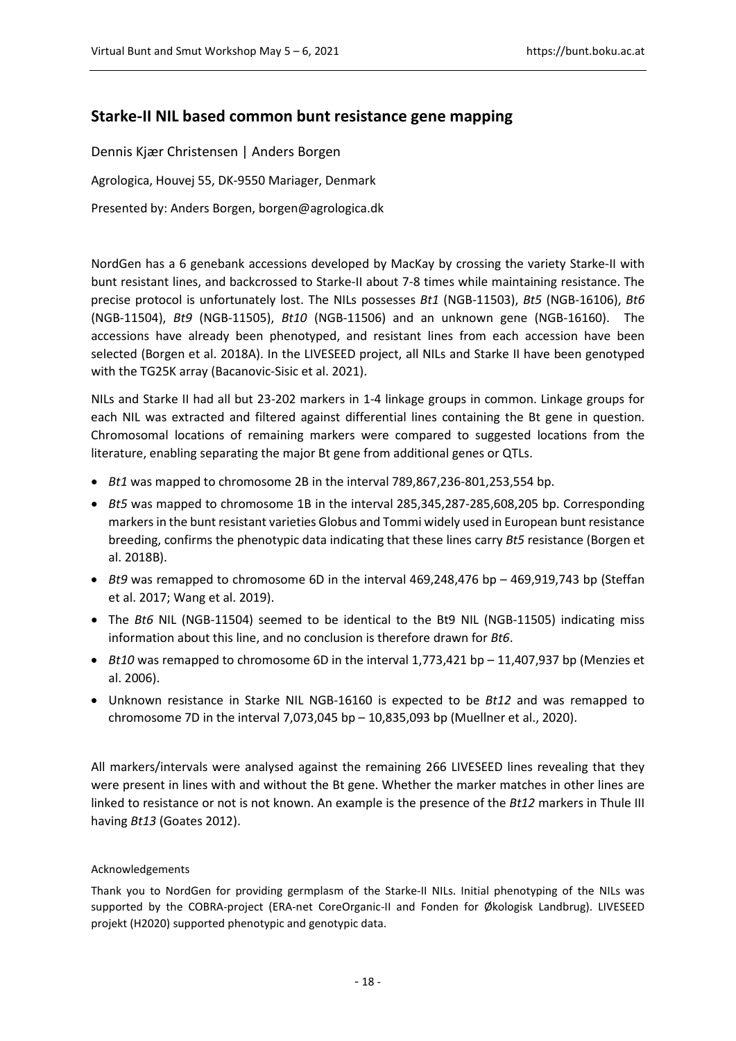## Starke-II NIL based common bunt resistance gene mapping

Dennis Kjær Christensen | Anders Borgen

Agrologica, Houvej 55, DK-9550 Mariager, Denmark

Presented by: Anders Borgen, borgen@agrologica.dk

NordGen has a 6 genebank accessions developed by MacKay by crossing the variety Starke-II with bunt resistant lines, and backcrossed to Starke-II about 7-8 times while maintaining resistance. The precise protocol is unfortunately lost. The NILs possesses *Bt1* (NGB-11503), *Bt5* (NGB-16106), *Bt6* (NGB-11504), *Bt9* (NGB-11505), *Bt10* (NGB-11506) and an unknown gene (NGB-16160). The accessions have already been phenotyped, and resistant lines from each accession have been selected (Borgen et al. 2018A). In the LIVESEED project, all NILs and Starke II have been genotyped with the TG25K array (Bacanovic-Sisic et al. 2021).

NILs and Starke II had all but 23-202 markers in 1-4 linkage groups in common. Linkage groups for each NIL was extracted and filtered against differential lines containing the Bt gene in question. Chromosomal locations of remaining markers were compared to suggested locations from the literature, enabling separating the major Bt gene from additional genes or QTLs.

- *Bt1* was mapped to chromosome 2B in the interval 789,867,236-801,253,554 bp.
- *Bt5* was mapped to chromosome 1B in the interval 285,345,287-285,608,205 bp. Corresponding markers in the bunt resistant varieties Globus and Tommi widely used in European bunt resistance breeding, confirms the phenotypic data indicating that these lines carry *Bt5* resistance (Borgen et al. 2018B).
- *Bt9* was remapped to chromosome 6D in the interval 469,248,476 bp – 469,919,743 bp (Steffan et al. 2017; Wang et al. 2019).
- The *Bt6* NIL (NGB-11504) seemed to be identical to the Bt9 NIL (NGB-11505) indicating miss information about this line, and no conclusion is therefore drawn for *Bt6*.
- *Bt10* was remapped to chromosome 6D in the interval 1,773,421 bp – 11,407,937 bp (Menzies et al. 2006).
- Unknown resistance in Starke NIL NGB-16160 is expected to be *Bt12* and was remapped to chromosome 7D in the interval 7,073,045 bp – 10,835,093 bp (Muellner et al., 2020).

All markers/intervals were analysed against the remaining 266 LIVESEED lines revealing that they were present in lines with and without the Bt gene. Whether the marker matches in other lines are linked to resistance or not is not known. An example is the presence of the *Bt12* markers in Thule III having *Bt13* (Goates 2012).

Acknowledgements

Thank you to NordGen for providing germplasm of the Starke-II NILs. Initial phenotyping of the NILs was supported by the COBRA-project (ERA-net CoreOrganic-II and Fonden for Økologisk Landbrug). LIVESEED projekt (H2020) supported phenotypic and genotypic data.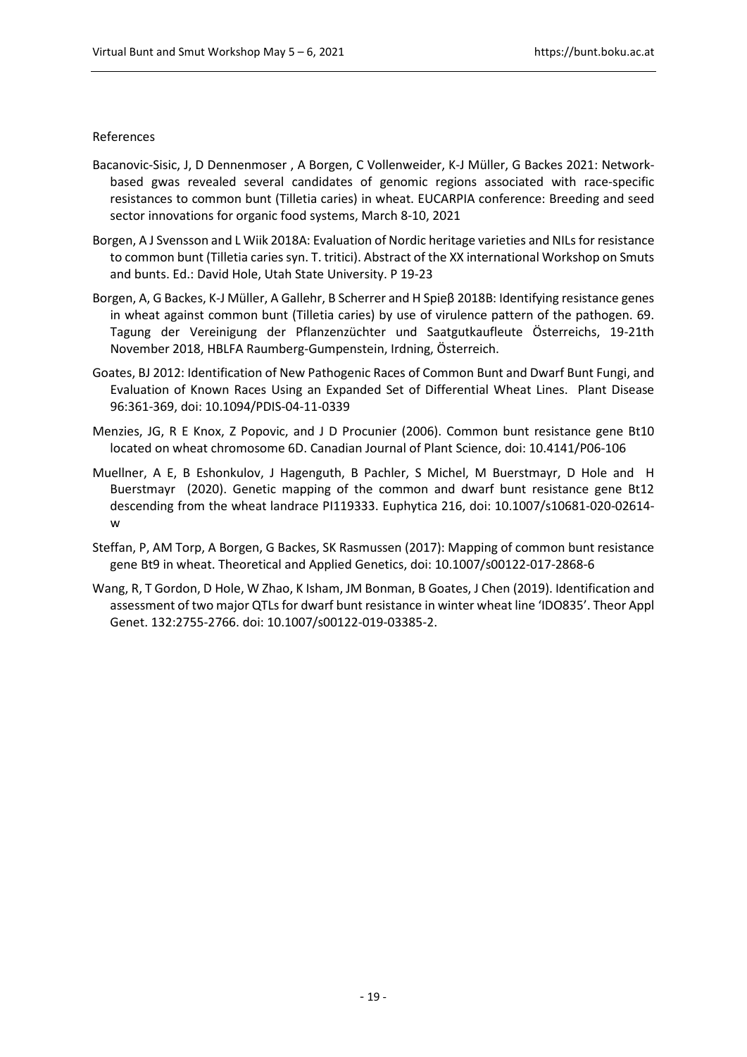References

Bacanovic-Sisic, J, D Dennenmoser , A Borgen, C Vollenweider, K-J Müller, G Backes 2021: Network-based gwas revealed several candidates of genomic regions associated with race-specific resistances to common bunt (Tilletia caries) in wheat. EUCARPIA conference: Breeding and seed sector innovations for organic food systems, March 8-10, 2021

Borgen, A J Svensson and L Wiik 2018A: Evaluation of Nordic heritage varieties and NILs for resistance to common bunt (Tilletia caries syn. T. tritici). Abstract of the XX international Workshop on Smuts and bunts. Ed.: David Hole, Utah State University. P 19-23

Borgen, A, G Backes, K-J Müller, A Gallehr, B Scherrer and H Spieβ 2018B: Identifying resistance genes in wheat against common bunt (Tilletia caries) by use of virulence pattern of the pathogen. 69. Tagung der Vereinigung der Pflanzenzüchter und Saatgutkaufleute Österreichs, 19-21th November 2018, HBLFA Raumberg-Gumpenstein, Irdning, Österreich.

Goates, BJ 2012: Identification of New Pathogenic Races of Common Bunt and Dwarf Bunt Fungi, and Evaluation of Known Races Using an Expanded Set of Differential Wheat Lines. Plant Disease 96:361-369, doi: 10.1094/PDIS-04-11-0339

Menzies, JG, R E Knox, Z Popovic, and J D Procunier (2006). Common bunt resistance gene Bt10 located on wheat chromosome 6D. Canadian Journal of Plant Science, doi: 10.4141/P06-106

Muellner, A E, B Eshonkulov, J Hagenguth, B Pachler, S Michel, M Buerstmayr, D Hole and H Buerstmayr (2020). Genetic mapping of the common and dwarf bunt resistance gene Bt12 descending from the wheat landrace PI119333. Euphytica 216, doi: 10.1007/s10681-020-02614-w

Steffan, P, AM Torp, A Borgen, G Backes, SK Rasmussen (2017): Mapping of common bunt resistance gene Bt9 in wheat. Theoretical and Applied Genetics, doi: 10.1007/s00122-017-2868-6

Wang, R, T Gordon, D Hole, W Zhao, K Isham, JM Bonman, B Goates, J Chen (2019). Identification and assessment of two major QTLs for dwarf bunt resistance in winter wheat line 'IDO835'. Theor Appl Genet. 132:2755-2766. doi: 10.1007/s00122-019-03385-2.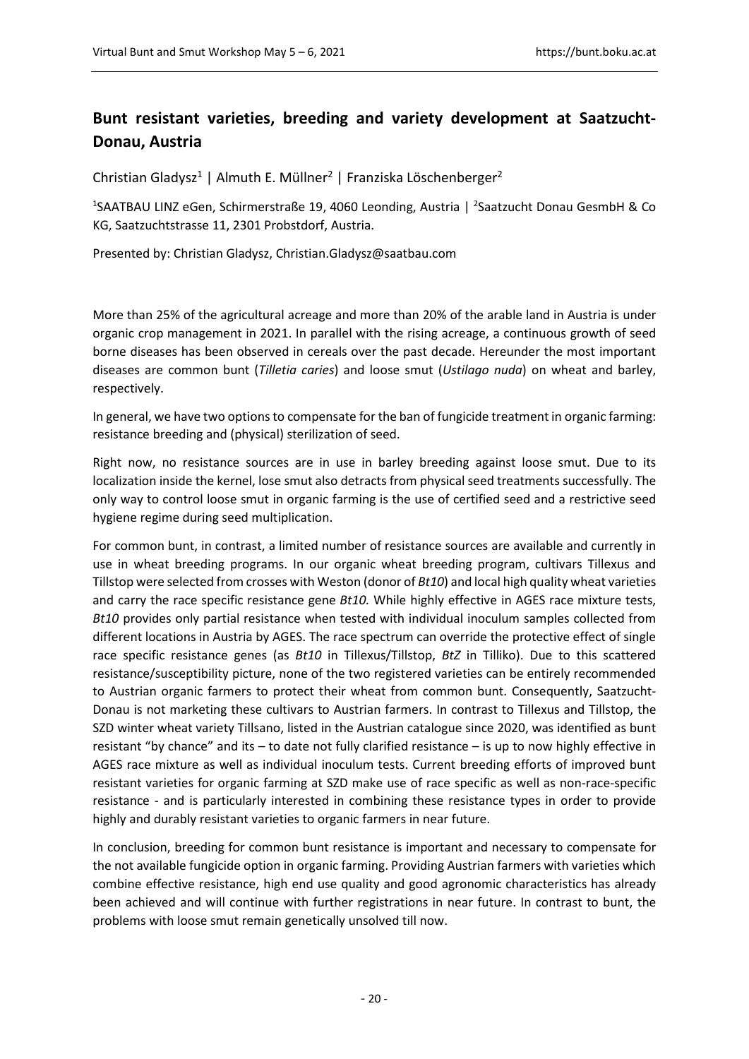## Bunt resistant varieties, breeding and variety development at Saatzucht-Donau, Austria

Christian Gladysz[1] | Almuth E. Müllner[2] | Franziska Löschenberger[2]

[1]SAATBAU LINZ eGen, Schirmerstraße 19, 4060 Leonding, Austria | [2]Saatzucht Donau GesmbH & Co KG, Saatzuchtstrasse 11, 2301 Probstdorf, Austria.

Presented by: Christian Gladysz, Christian.Gladysz@saatbau.com

More than 25% of the agricultural acreage and more than 20% of the arable land in Austria is under organic crop management in 2021. In parallel with the rising acreage, a continuous growth of seed borne diseases has been observed in cereals over the past decade. Hereunder the most important diseases are common bunt (*Tilletia caries*) and loose smut (*Ustilago nuda*) on wheat and barley, respectively.

In general, we have two options to compensate for the ban of fungicide treatment in organic farming: resistance breeding and (physical) sterilization of seed.

Right now, no resistance sources are in use in barley breeding against loose smut. Due to its localization inside the kernel, lose smut also detracts from physical seed treatments successfully. The only way to control loose smut in organic farming is the use of certified seed and a restrictive seed hygiene regime during seed multiplication.

For common bunt, in contrast, a limited number of resistance sources are available and currently in use in wheat breeding programs. In our organic wheat breeding program, cultivars Tillexus and Tillstop were selected from crosses with Weston (donor of *Bt10*) and local high quality wheat varieties and carry the race specific resistance gene *Bt10.* While highly effective in AGES race mixture tests, *Bt10* provides only partial resistance when tested with individual inoculum samples collected from different locations in Austria by AGES. The race spectrum can override the protective effect of single race specific resistance genes (as *Bt10* in Tillexus/Tillstop, *BtZ* in Tilliko). Due to this scattered resistance/susceptibility picture, none of the two registered varieties can be entirely recommended to Austrian organic farmers to protect their wheat from common bunt. Consequently, Saatzucht-Donau is not marketing these cultivars to Austrian farmers. In contrast to Tillexus and Tillstop, the SZD winter wheat variety Tillsano, listed in the Austrian catalogue since 2020, was identified as bunt resistant "by chance" and its – to date not fully clarified resistance – is up to now highly effective in AGES race mixture as well as individual inoculum tests. Current breeding efforts of improved bunt resistant varieties for organic farming at SZD make use of race specific as well as non-race-specific resistance - and is particularly interested in combining these resistance types in order to provide highly and durably resistant varieties to organic farmers in near future.

In conclusion, breeding for common bunt resistance is important and necessary to compensate for the not available fungicide option in organic farming. Providing Austrian farmers with varieties which combine effective resistance, high end use quality and good agronomic characteristics has already been achieved and will continue with further registrations in near future. In contrast to bunt, the problems with loose smut remain genetically unsolved till now.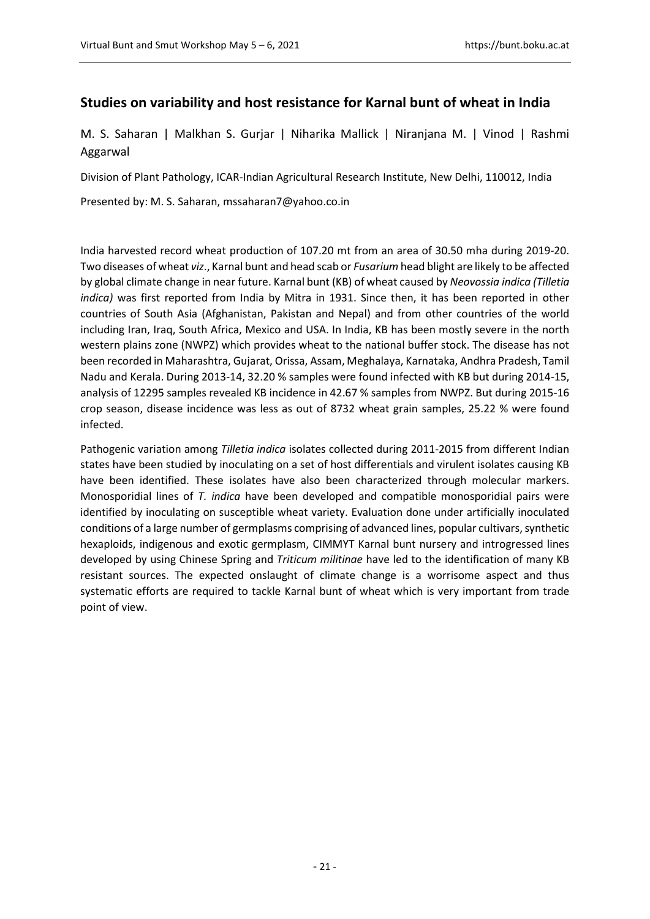## Studies on variability and host resistance for Karnal bunt of wheat in India

M. S. Saharan | Malkhan S. Gurjar | Niharika Mallick | Niranjana M. | Vinod | Rashmi Aggarwal

Division of Plant Pathology, ICAR-Indian Agricultural Research Institute, New Delhi, 110012, India

Presented by: M. S. Saharan, mssaharan7@yahoo.co.in

India harvested record wheat production of 107.20 mt from an area of 30.50 mha during 2019-20. Two diseases of wheat *viz*., Karnal bunt and head scab or *Fusarium* head blight are likely to be affected by global climate change in near future. Karnal bunt (KB) of wheat caused by *Neovossia indica (Tilletia indica)* was first reported from India by Mitra in 1931. Since then, it has been reported in other countries of South Asia (Afghanistan, Pakistan and Nepal) and from other countries of the world including Iran, Iraq, South Africa, Mexico and USA. In India, KB has been mostly severe in the north western plains zone (NWPZ) which provides wheat to the national buffer stock. The disease has not been recorded in Maharashtra, Gujarat, Orissa, Assam, Meghalaya, Karnataka, Andhra Pradesh, Tamil Nadu and Kerala. During 2013-14, 32.20 % samples were found infected with KB but during 2014-15, analysis of 12295 samples revealed KB incidence in 42.67 % samples from NWPZ. But during 2015-16 crop season, disease incidence was less as out of 8732 wheat grain samples, 25.22 % were found infected.

Pathogenic variation among *Tilletia indica* isolates collected during 2011-2015 from different Indian states have been studied by inoculating on a set of host differentials and virulent isolates causing KB have been identified. These isolates have also been characterized through molecular markers. Monosporidial lines of *T. indica* have been developed and compatible monosporidial pairs were identified by inoculating on susceptible wheat variety. Evaluation done under artificially inoculated conditions of a large number of germplasms comprising of advanced lines, popular cultivars, synthetic hexaploids, indigenous and exotic germplasm, CIMMYT Karnal bunt nursery and introgressed lines developed by using Chinese Spring and *Triticum militinae* have led to the identification of many KB resistant sources. The expected onslaught of climate change is a worrisome aspect and thus systematic efforts are required to tackle Karnal bunt of wheat which is very important from trade point of view.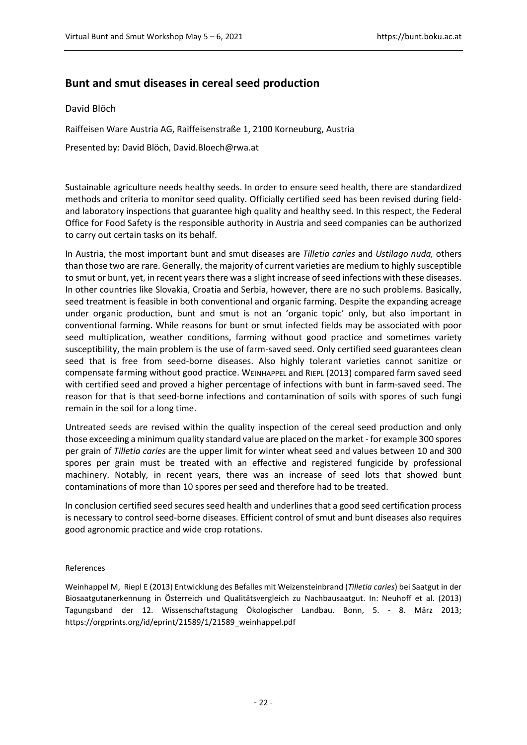## Bunt and smut diseases in cereal seed production

David Blöch

Raiffeisen Ware Austria AG, Raiffeisenstraße 1, 2100 Korneuburg, Austria

Presented by: David Blöch, David.Bloech@rwa.at

Sustainable agriculture needs healthy seeds. In order to ensure seed health, there are standardized methods and criteria to monitor seed quality. Officially certified seed has been revised during field- and laboratory inspections that guarantee high quality and healthy seed. In this respect, the Federal Office for Food Safety is the responsible authority in Austria and seed companies can be authorized to carry out certain tasks on its behalf.

In Austria, the most important bunt and smut diseases are *Tilletia caries* and *Ustilago nuda,* others than those two are rare. Generally, the majority of current varieties are medium to highly susceptible to smut or bunt, yet, in recent years there was a slight increase of seed infections with these diseases. In other countries like Slovakia, Croatia and Serbia, however, there are no such problems. Basically, seed treatment is feasible in both conventional and organic farming. Despite the expanding acreage under organic production, bunt and smut is not an 'organic topic' only, but also important in conventional farming. While reasons for bunt or smut infected fields may be associated with poor seed multiplication, weather conditions, farming without good practice and sometimes variety susceptibility, the main problem is the use of farm-saved seed. Only certified seed guarantees clean seed that is free from seed-borne diseases. Also highly tolerant varieties cannot sanitize or compensate farming without good practice. WEINHAPPEL and RIEPL (2013) compared farm saved seed with certified seed and proved a higher percentage of infections with bunt in farm-saved seed. The reason for that is that seed-borne infections and contamination of soils with spores of such fungi remain in the soil for a long time.

Untreated seeds are revised within the quality inspection of the cereal seed production and only those exceeding a minimum quality standard value are placed on the market - for example 300 spores per grain of *Tilletia caries* are the upper limit for winter wheat seed and values between 10 and 300 spores per grain must be treated with an effective and registered fungicide by professional machinery. Notably, in recent years, there was an increase of seed lots that showed bunt contaminations of more than 10 spores per seed and therefore had to be treated.

In conclusion certified seed secures seed health and underlines that a good seed certification process is necessary to control seed-borne diseases. Efficient control of smut and bunt diseases also requires good agronomic practice and wide crop rotations.

References

Weinhappel M, Riepl E (2013) Entwicklung des Befalles mit Weizensteinbrand (*Tilletia caries*) bei Saatgut in der Biosaatgutanerkennung in Österreich und Qualitätsvergleich zu Nachbausaatgut. In: Neuhoff et al. (2013) Tagungsband der 12. Wissenschaftstagung Ökologischer Landbau. Bonn, 5. - 8. März 2013; https://orgprints.org/id/eprint/21589/1/21589_weinhappel.pdf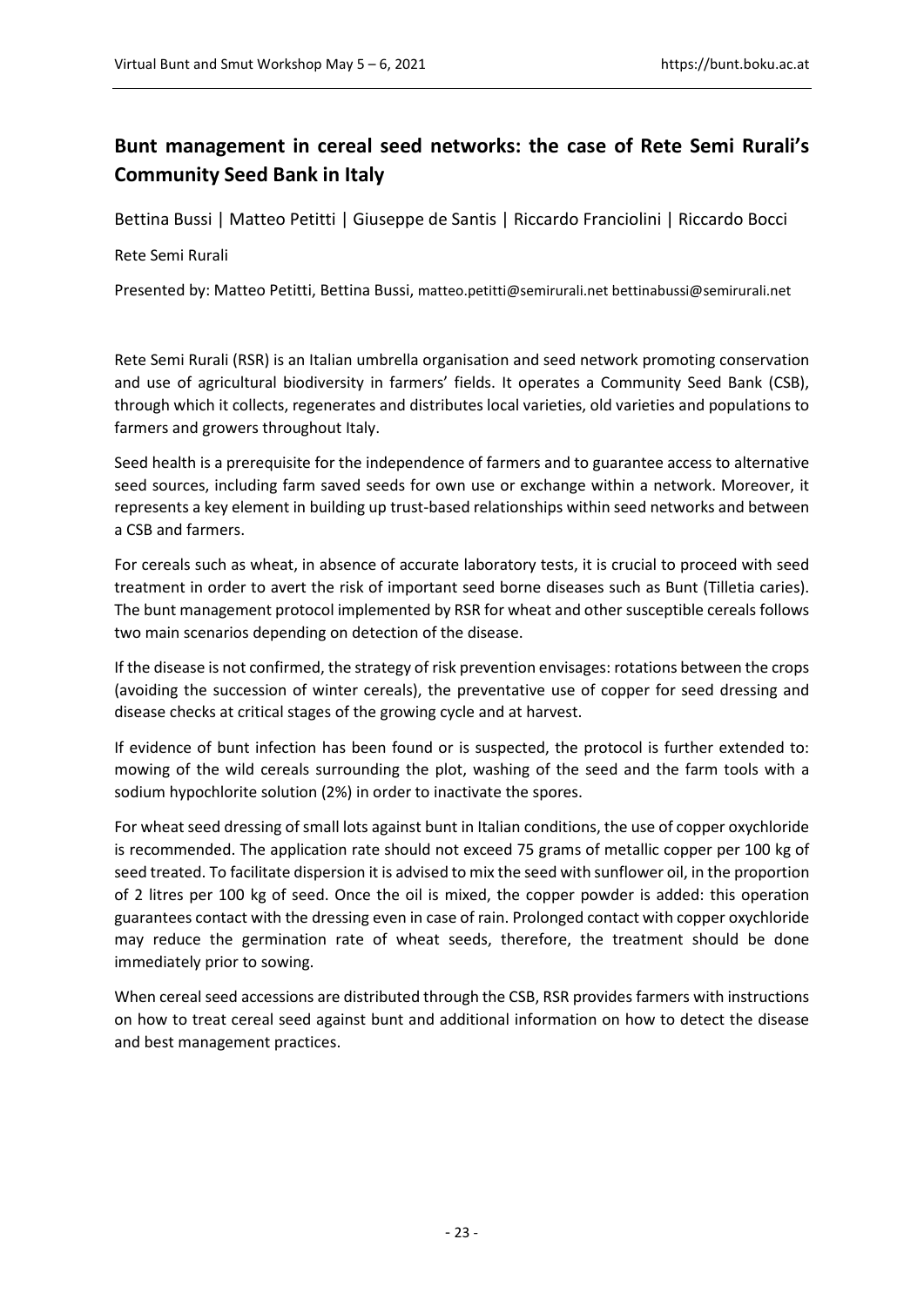## Bunt management in cereal seed networks: the case of Rete Semi Rurali's Community Seed Bank in Italy

Bettina Bussi | Matteo Petitti | Giuseppe de Santis | Riccardo Franciolini | Riccardo Bocci

Rete Semi Rurali

Presented by: Matteo Petitti, Bettina Bussi, matteo.petitti@semirurali.net bettinabussi@semirurali.net

Rete Semi Rurali (RSR) is an Italian umbrella organisation and seed network promoting conservation and use of agricultural biodiversity in farmers' fields. It operates a Community Seed Bank (CSB), through which it collects, regenerates and distributes local varieties, old varieties and populations to farmers and growers throughout Italy.

Seed health is a prerequisite for the independence of farmers and to guarantee access to alternative seed sources, including farm saved seeds for own use or exchange within a network. Moreover, it represents a key element in building up trust-based relationships within seed networks and between a CSB and farmers.

For cereals such as wheat, in absence of accurate laboratory tests, it is crucial to proceed with seed treatment in order to avert the risk of important seed borne diseases such as Bunt (Tilletia caries). The bunt management protocol implemented by RSR for wheat and other susceptible cereals follows two main scenarios depending on detection of the disease.

If the disease is not confirmed, the strategy of risk prevention envisages: rotations between the crops (avoiding the succession of winter cereals), the preventative use of copper for seed dressing and disease checks at critical stages of the growing cycle and at harvest.

If evidence of bunt infection has been found or is suspected, the protocol is further extended to: mowing of the wild cereals surrounding the plot, washing of the seed and the farm tools with a sodium hypochlorite solution (2%) in order to inactivate the spores.

For wheat seed dressing of small lots against bunt in Italian conditions, the use of copper oxychloride is recommended. The application rate should not exceed 75 grams of metallic copper per 100 kg of seed treated. To facilitate dispersion it is advised to mix the seed with sunflower oil, in the proportion of 2 litres per 100 kg of seed. Once the oil is mixed, the copper powder is added: this operation guarantees contact with the dressing even in case of rain. Prolonged contact with copper oxychloride may reduce the germination rate of wheat seeds, therefore, the treatment should be done immediately prior to sowing.

When cereal seed accessions are distributed through the CSB, RSR provides farmers with instructions on how to treat cereal seed against bunt and additional information on how to detect the disease and best management practices.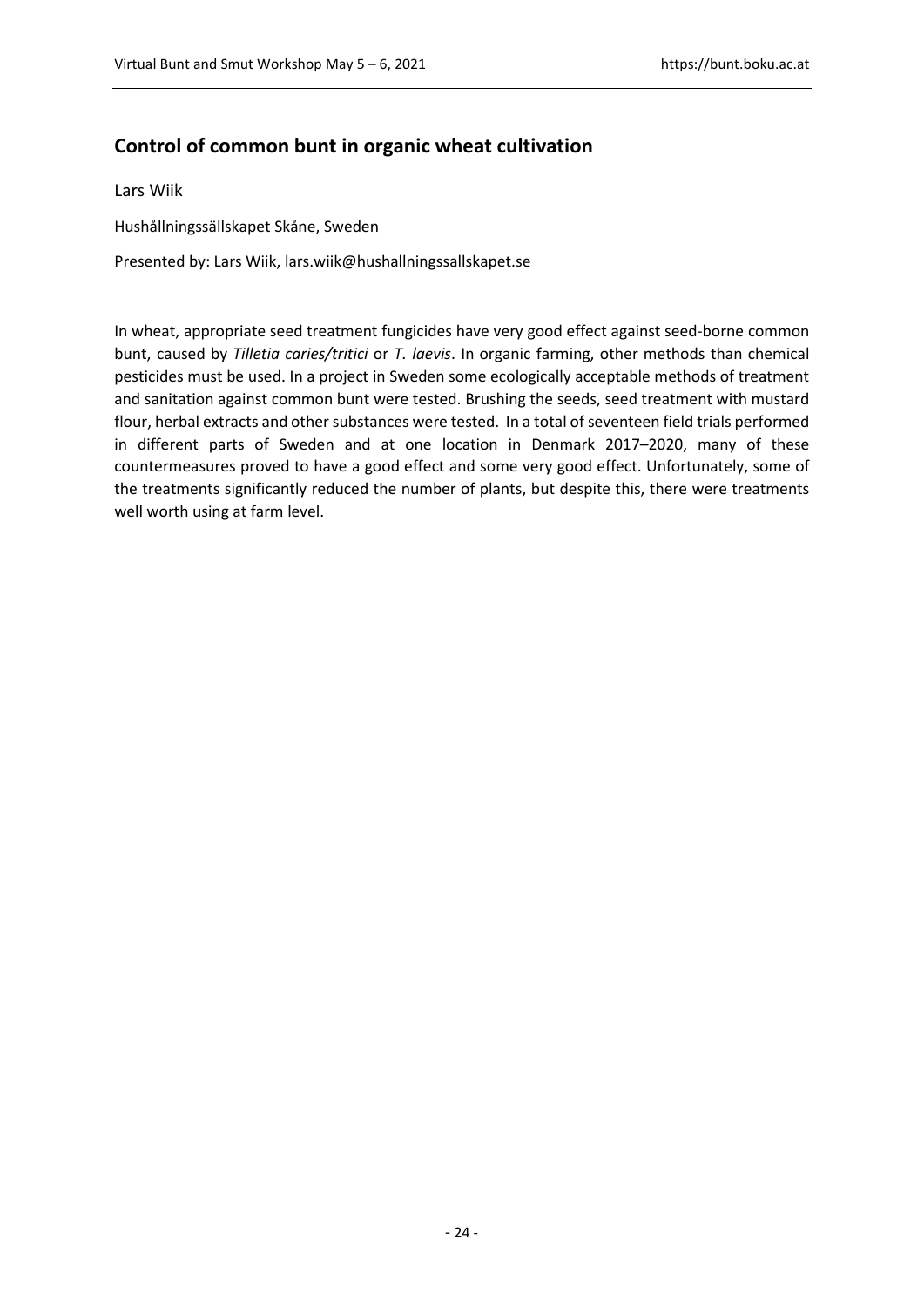## Control of common bunt in organic wheat cultivation

Lars Wiik

Hushållningssällskapet Skåne, Sweden

Presented by: Lars Wiik, lars.wiik@hushallningssallskapet.se

In wheat, appropriate seed treatment fungicides have very good effect against seed-borne common bunt, caused by *Tilletia caries/tritici* or *T. laevis*. In organic farming, other methods than chemical pesticides must be used. In a project in Sweden some ecologically acceptable methods of treatment and sanitation against common bunt were tested. Brushing the seeds, seed treatment with mustard flour, herbal extracts and other substances were tested. In a total of seventeen field trials performed in different parts of Sweden and at one location in Denmark 2017–2020, many of these countermeasures proved to have a good effect and some very good effect. Unfortunately, some of the treatments significantly reduced the number of plants, but despite this, there were treatments well worth using at farm level.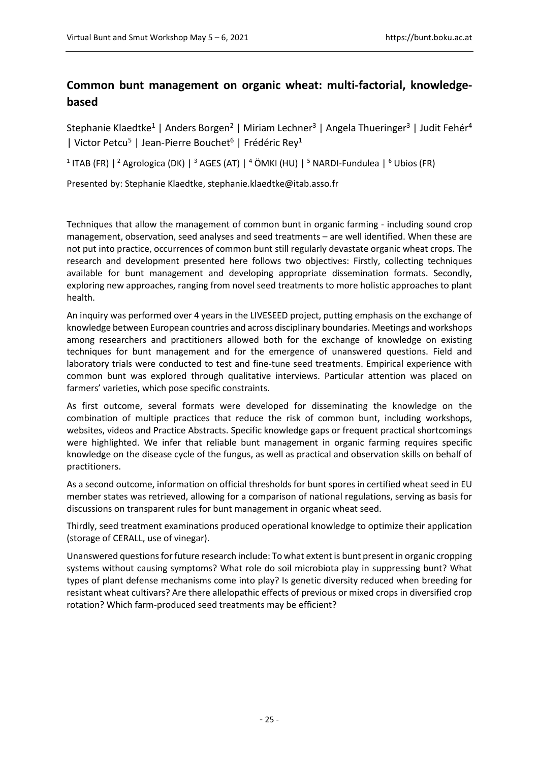## Common bunt management on organic wheat: multi-factorial, knowledge-based

Stephanie Klaedtke[1] | Anders Borgen[2] | Miriam Lechner[3] | Angela Thueringer[3] | Judit Fehér[4] | Victor Petcu[5] | Jean-Pierre Bouchet[6] | Frédéric Rey[1]

[1] ITAB (FR) | [2] Agrologica (DK) | [3] AGES (AT) | [4] ÖMKI (HU) | [5] NARDI-Fundulea | [6] Ubios (FR)

Presented by: Stephanie Klaedtke, stephanie.klaedtke@itab.asso.fr

Techniques that allow the management of common bunt in organic farming - including sound crop management, observation, seed analyses and seed treatments – are well identified. When these are not put into practice, occurrences of common bunt still regularly devastate organic wheat crops. The research and development presented here follows two objectives: Firstly, collecting techniques available for bunt management and developing appropriate dissemination formats. Secondly, exploring new approaches, ranging from novel seed treatments to more holistic approaches to plant health.

An inquiry was performed over 4 years in the LIVESEED project, putting emphasis on the exchange of knowledge between European countries and across disciplinary boundaries. Meetings and workshops among researchers and practitioners allowed both for the exchange of knowledge on existing techniques for bunt management and for the emergence of unanswered questions. Field and laboratory trials were conducted to test and fine-tune seed treatments. Empirical experience with common bunt was explored through qualitative interviews. Particular attention was placed on farmers' varieties, which pose specific constraints.

As first outcome, several formats were developed for disseminating the knowledge on the combination of multiple practices that reduce the risk of common bunt, including workshops, websites, videos and Practice Abstracts. Specific knowledge gaps or frequent practical shortcomings were highlighted. We infer that reliable bunt management in organic farming requires specific knowledge on the disease cycle of the fungus, as well as practical and observation skills on behalf of practitioners.

As a second outcome, information on official thresholds for bunt spores in certified wheat seed in EU member states was retrieved, allowing for a comparison of national regulations, serving as basis for discussions on transparent rules for bunt management in organic wheat seed.

Thirdly, seed treatment examinations produced operational knowledge to optimize their application (storage of CERALL, use of vinegar).

Unanswered questions for future research include: To what extent is bunt present in organic cropping systems without causing symptoms? What role do soil microbiota play in suppressing bunt? What types of plant defense mechanisms come into play? Is genetic diversity reduced when breeding for resistant wheat cultivars? Are there allelopathic effects of previous or mixed crops in diversified crop rotation? Which farm-produced seed treatments may be efficient?